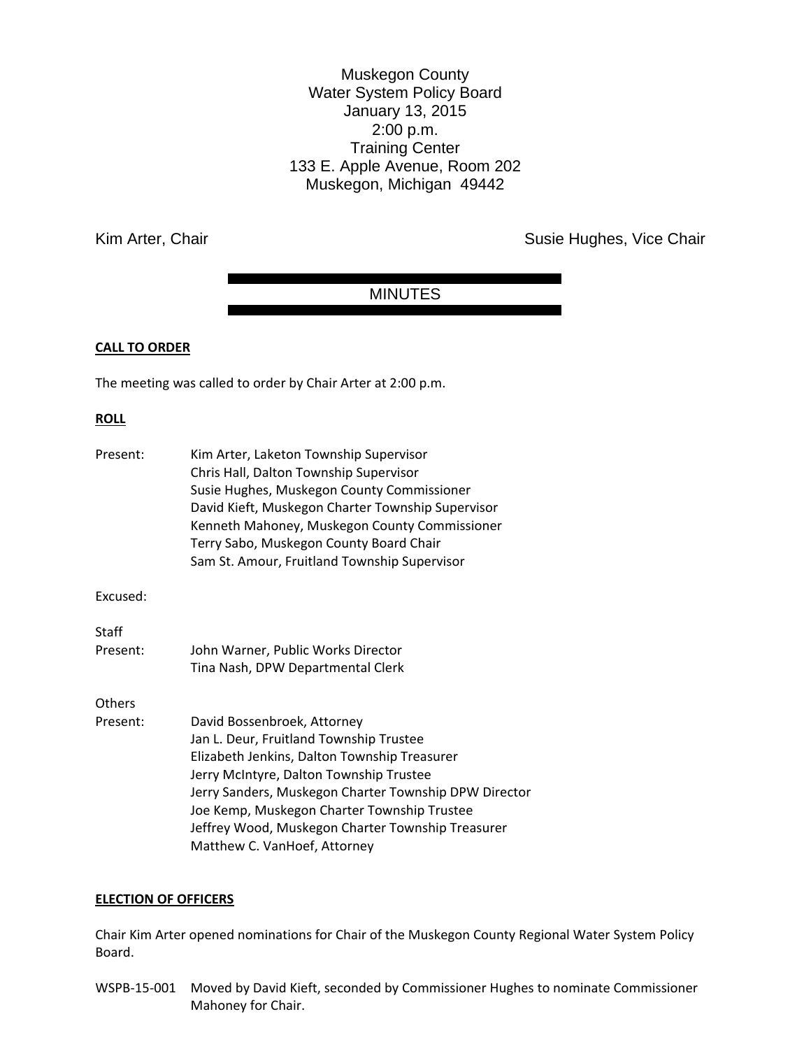# Muskegon County
# Water System Policy Board

January 13, 2015
2:00 p.m.
Training Center
133 E. Apple Avenue, Room 202
Muskegon, Michigan 49442

Kim Arter, Chair

Susie Hughes, Vice Chair

## MINUTES

**CALL TO ORDER**

The meeting was called to order by Chair Arter at 2:00 p.m.

**ROLL**

Present:
Kim Arter, Laketon Township Supervisor
Chris Hall, Dalton Township Supervisor
Susie Hughes, Muskegon County Commissioner
David Kieft, Muskegon Charter Township Supervisor
Kenneth Mahoney, Muskegon County Commissioner
Terry Sabo, Muskegon County Board Chair
Sam St. Amour, Fruitland Township Supervisor

Excused:

Staff Present:
John Warner, Public Works Director
Tina Nash, DPW Departmental Clerk

Others Present:
David Bossenbroek, Attorney
Jan L. Deur, Fruitland Township Trustee
Elizabeth Jenkins, Dalton Township Treasurer
Jerry McIntyre, Dalton Township Trustee
Jerry Sanders, Muskegon Charter Township DPW Director
Joe Kemp, Muskegon Charter Township Trustee
Jeffrey Wood, Muskegon Charter Township Treasurer
Matthew C. VanHoef, Attorney

**ELECTION OF OFFICERS**

Chair Kim Arter opened nominations for Chair of the Muskegon County Regional Water System Policy Board.

WSPB-15-001 Moved by David Kieft, seconded by Commissioner Hughes to nominate Commissioner Mahoney for Chair.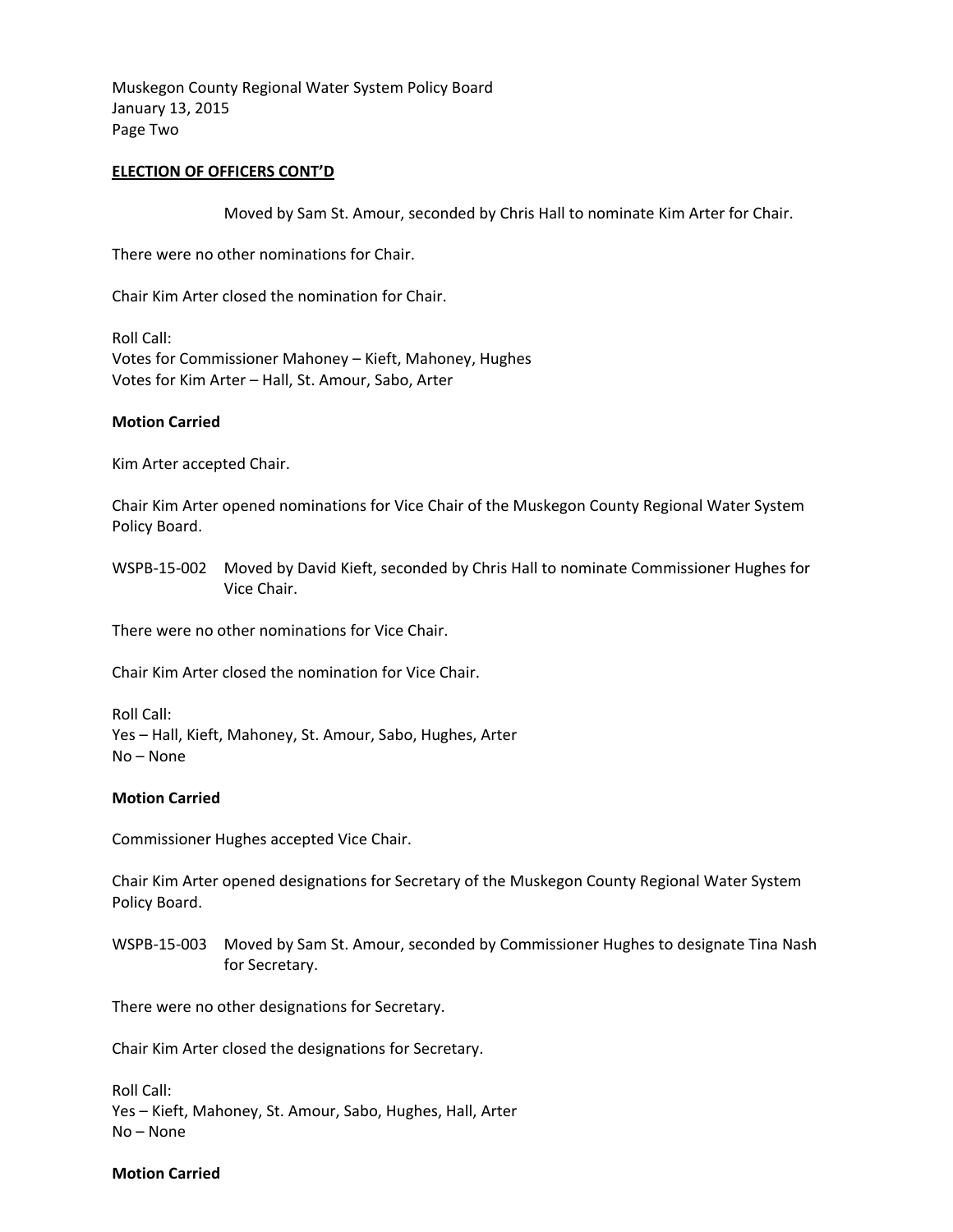**ELECTION OF OFFICERS CONT'D**

Moved by Sam St. Amour, seconded by Chris Hall to nominate Kim Arter for Chair.

There were no other nominations for Chair.

Chair Kim Arter closed the nomination for Chair.

Roll Call:
Votes for Commissioner Mahoney – Kieft, Mahoney, Hughes
Votes for Kim Arter – Hall, St. Amour, Sabo, Arter

**Motion Carried**

Kim Arter accepted Chair.

Chair Kim Arter opened nominations for Vice Chair of the Muskegon County Regional Water System Policy Board.

WSPB-15-002 Moved by David Kieft, seconded by Chris Hall to nominate Commissioner Hughes for Vice Chair.

There were no other nominations for Vice Chair.

Chair Kim Arter closed the nomination for Vice Chair.

Roll Call:
Yes – Hall, Kieft, Mahoney, St. Amour, Sabo, Hughes, Arter
No – None

**Motion Carried**

Commissioner Hughes accepted Vice Chair.

Chair Kim Arter opened designations for Secretary of the Muskegon County Regional Water System Policy Board.

WSPB-15-003 Moved by Sam St. Amour, seconded by Commissioner Hughes to designate Tina Nash for Secretary.

There were no other designations for Secretary.

Chair Kim Arter closed the designations for Secretary.

Roll Call:
Yes – Kieft, Mahoney, St. Amour, Sabo, Hughes, Hall, Arter
No – None

**Motion Carried**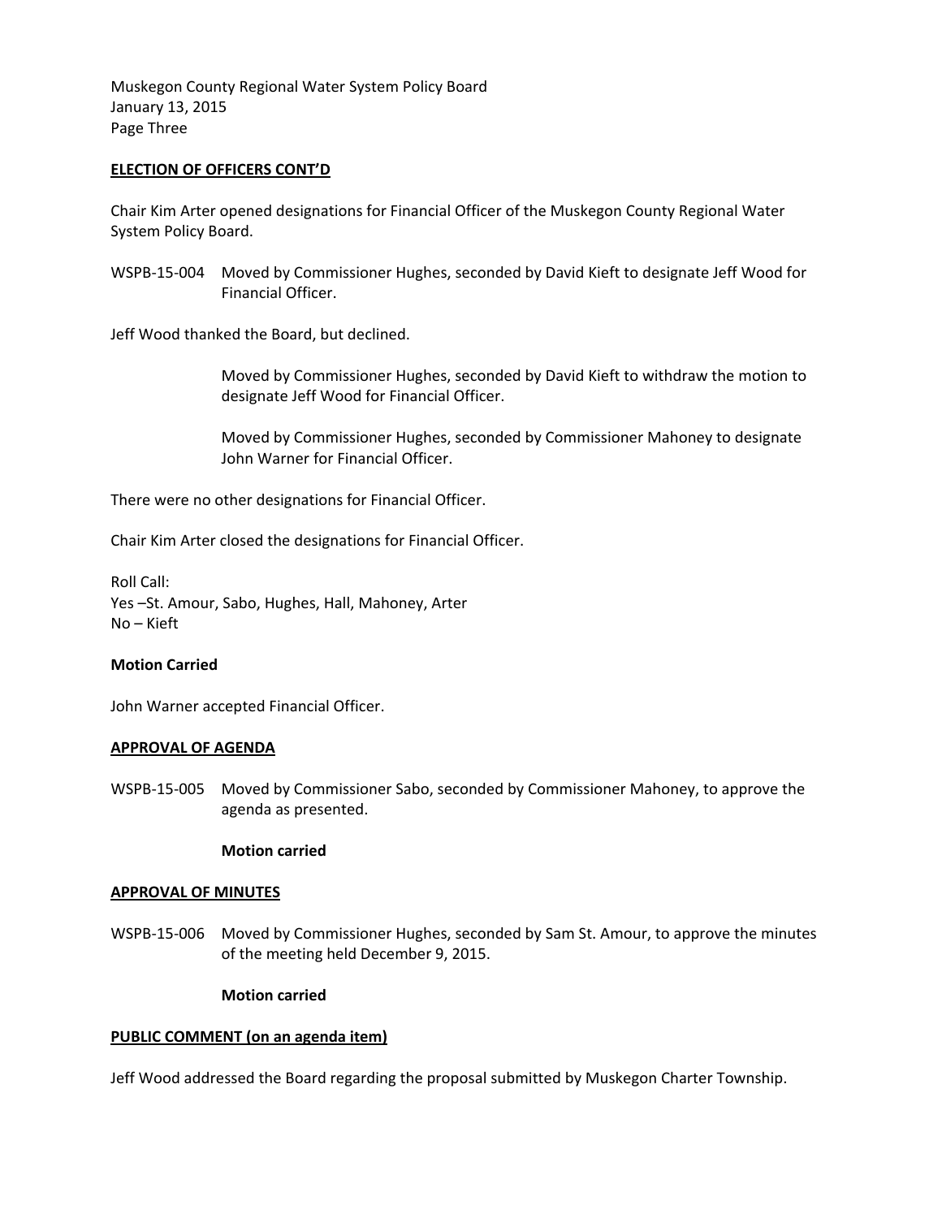## ELECTION OF OFFICERS CONT'D

Chair Kim Arter opened designations for Financial Officer of the Muskegon County Regional Water System Policy Board.

WSPB-15-004 Moved by Commissioner Hughes, seconded by David Kieft to designate Jeff Wood for Financial Officer.

Jeff Wood thanked the Board, but declined.

Moved by Commissioner Hughes, seconded by David Kieft to withdraw the motion to designate Jeff Wood for Financial Officer.

Moved by Commissioner Hughes, seconded by Commissioner Mahoney to designate John Warner for Financial Officer.

There were no other designations for Financial Officer.

Chair Kim Arter closed the designations for Financial Officer.

Roll Call:
Yes –St. Amour, Sabo, Hughes, Hall, Mahoney, Arter
No – Kieft

**Motion Carried**

John Warner accepted Financial Officer.

## APPROVAL OF AGENDA

WSPB-15-005 Moved by Commissioner Sabo, seconded by Commissioner Mahoney, to approve the agenda as presented.

**Motion carried**

## APPROVAL OF MINUTES

WSPB-15-006 Moved by Commissioner Hughes, seconded by Sam St. Amour, to approve the minutes of the meeting held December 9, 2015.

**Motion carried**

## PUBLIC COMMENT (on an agenda item)

Jeff Wood addressed the Board regarding the proposal submitted by Muskegon Charter Township.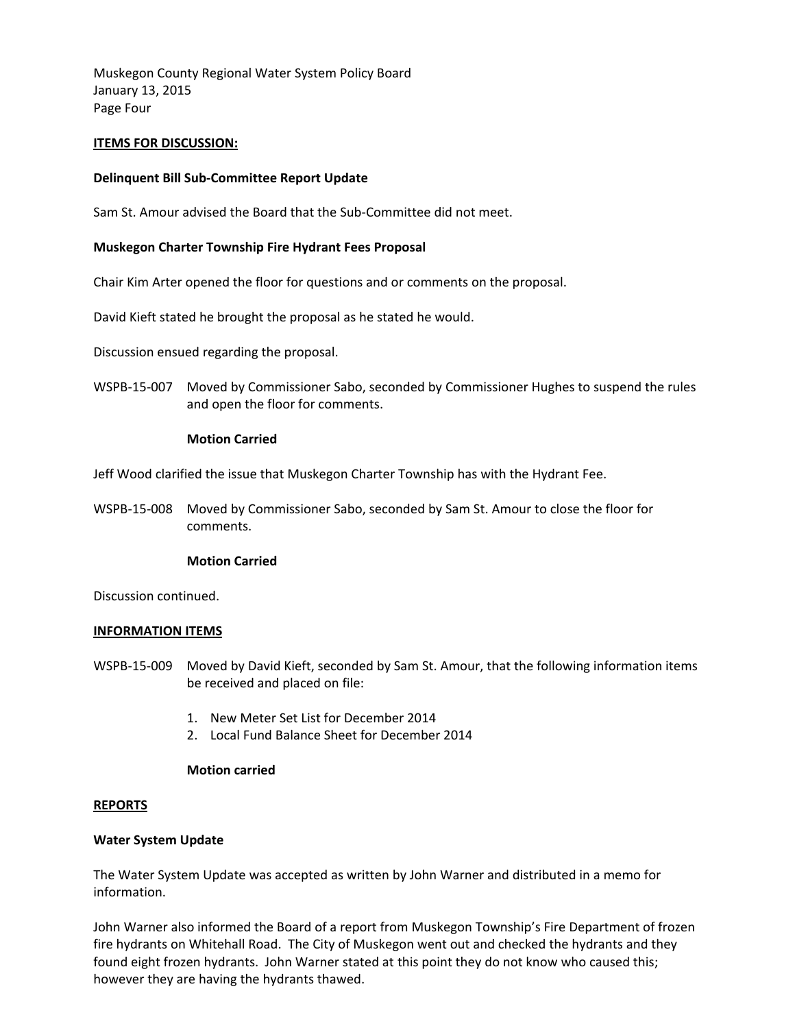**ITEMS FOR DISCUSSION:**

**Delinquent Bill Sub-Committee Report Update**

Sam St. Amour advised the Board that the Sub-Committee did not meet.

**Muskegon Charter Township Fire Hydrant Fees Proposal**

Chair Kim Arter opened the floor for questions and or comments on the proposal.

David Kieft stated he brought the proposal as he stated he would.

Discussion ensued regarding the proposal.

WSPB-15-007 Moved by Commissioner Sabo, seconded by Commissioner Hughes to suspend the rules and open the floor for comments.

**Motion Carried**

Jeff Wood clarified the issue that Muskegon Charter Township has with the Hydrant Fee.

WSPB-15-008 Moved by Commissioner Sabo, seconded by Sam St. Amour to close the floor for comments.

**Motion Carried**

Discussion continued.

**INFORMATION ITEMS**

WSPB-15-009 Moved by David Kieft, seconded by Sam St. Amour, that the following information items be received and placed on file:

1. New Meter Set List for December 2014
2. Local Fund Balance Sheet for December 2014

**Motion carried**

**REPORTS**

**Water System Update**

The Water System Update was accepted as written by John Warner and distributed in a memo for information.

John Warner also informed the Board of a report from Muskegon Township's Fire Department of frozen fire hydrants on Whitehall Road. The City of Muskegon went out and checked the hydrants and they found eight frozen hydrants. John Warner stated at this point they do not know who caused this; however they are having the hydrants thawed.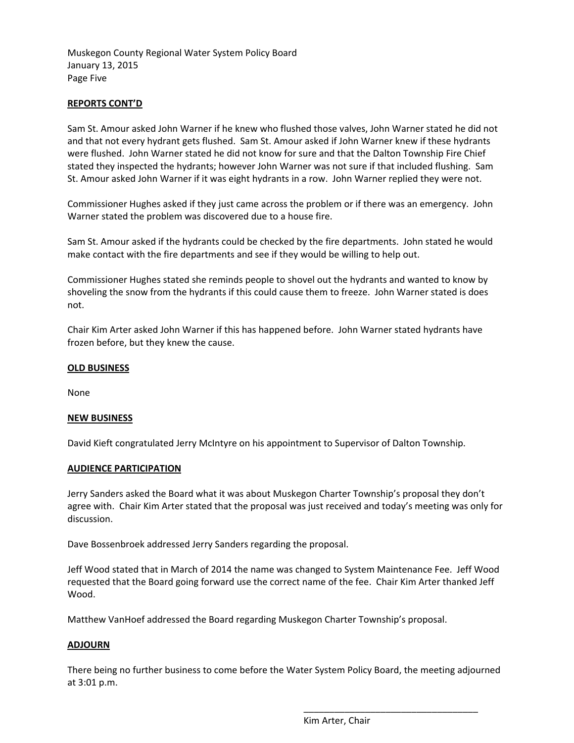Muskegon County Regional Water System Policy Board
January 13, 2015
Page Five

**REPORTS CONT'D**

Sam St. Amour asked John Warner if he knew who flushed those valves, John Warner stated he did not and that not every hydrant gets flushed. Sam St. Amour asked if John Warner knew if these hydrants were flushed. John Warner stated he did not know for sure and that the Dalton Township Fire Chief stated they inspected the hydrants; however John Warner was not sure if that included flushing. Sam St. Amour asked John Warner if it was eight hydrants in a row. John Warner replied they were not.

Commissioner Hughes asked if they just came across the problem or if there was an emergency. John Warner stated the problem was discovered due to a house fire.

Sam St. Amour asked if the hydrants could be checked by the fire departments. John stated he would make contact with the fire departments and see if they would be willing to help out.

Commissioner Hughes stated she reminds people to shovel out the hydrants and wanted to know by shoveling the snow from the hydrants if this could cause them to freeze. John Warner stated is does not.

Chair Kim Arter asked John Warner if this has happened before. John Warner stated hydrants have frozen before, but they knew the cause.

**OLD BUSINESS**

None

**NEW BUSINESS**

David Kieft congratulated Jerry McIntyre on his appointment to Supervisor of Dalton Township.

**AUDIENCE PARTICIPATION**

Jerry Sanders asked the Board what it was about Muskegon Charter Township's proposal they don't agree with. Chair Kim Arter stated that the proposal was just received and today's meeting was only for discussion.

Dave Bossenbroek addressed Jerry Sanders regarding the proposal.

Jeff Wood stated that in March of 2014 the name was changed to System Maintenance Fee. Jeff Wood requested that the Board going forward use the correct name of the fee. Chair Kim Arter thanked Jeff Wood.

Matthew VanHoef addressed the Board regarding Muskegon Charter Township's proposal.

**ADJOURN**

There being no further business to come before the Water System Policy Board, the meeting adjourned at 3:01 p.m.

\_\_\_\_\_\_\_\_\_\_\_\_\_\_\_\_\_\_\_\_\_\_\_\_\_\_\_\_\_\_\_\_\_\_\_\_
Kim Arter, Chair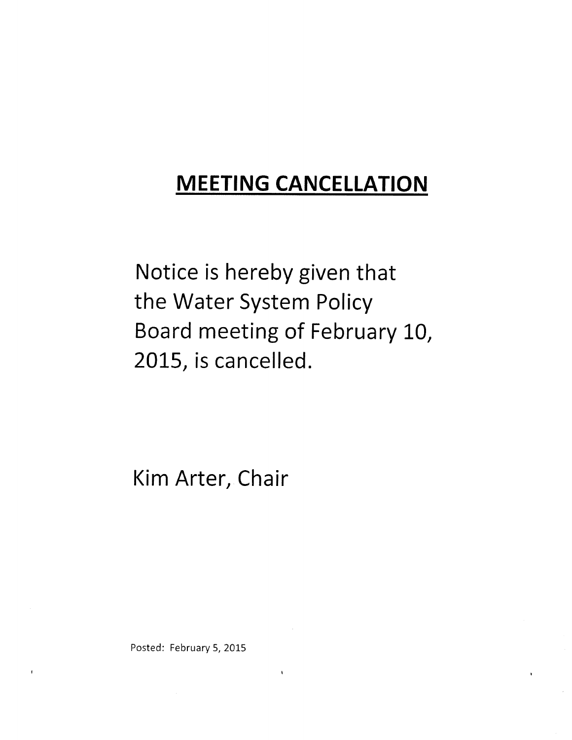# MEETING CANCELLATION

Notice is hereby given that the Water System Policy Board meeting of February 10, 2015, is cancelled.

Kim Arter, Chair

Posted: February 5, 2015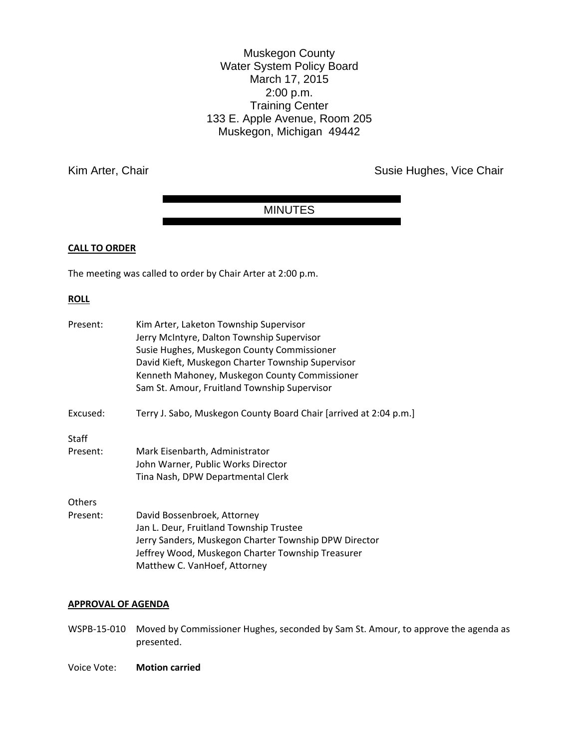Muskegon County
Water System Policy Board
March 17, 2015
2:00 p.m.
Training Center
133 E. Apple Avenue, Room 205
Muskegon, Michigan 49442

Kim Arter, Chair

Susie Hughes, Vice Chair

# MINUTES

## CALL TO ORDER

The meeting was called to order by Chair Arter at 2:00 p.m.

## ROLL

Present: Kim Arter, Laketon Township Supervisor
Jerry McIntyre, Dalton Township Supervisor
Susie Hughes, Muskegon County Commissioner
David Kieft, Muskegon Charter Township Supervisor
Kenneth Mahoney, Muskegon County Commissioner
Sam St. Amour, Fruitland Township Supervisor

Excused: Terry J. Sabo, Muskegon County Board Chair [arrived at 2:04 p.m.]

Staff Present: Mark Eisenbarth, Administrator
John Warner, Public Works Director
Tina Nash, DPW Departmental Clerk

Others Present: David Bossenbroek, Attorney
Jan L. Deur, Fruitland Township Trustee
Jerry Sanders, Muskegon Charter Township DPW Director
Jeffrey Wood, Muskegon Charter Township Treasurer
Matthew C. VanHoef, Attorney

## APPROVAL OF AGENDA

WSPB-15-010 Moved by Commissioner Hughes, seconded by Sam St. Amour, to approve the agenda as presented.

Voice Vote: **Motion carried**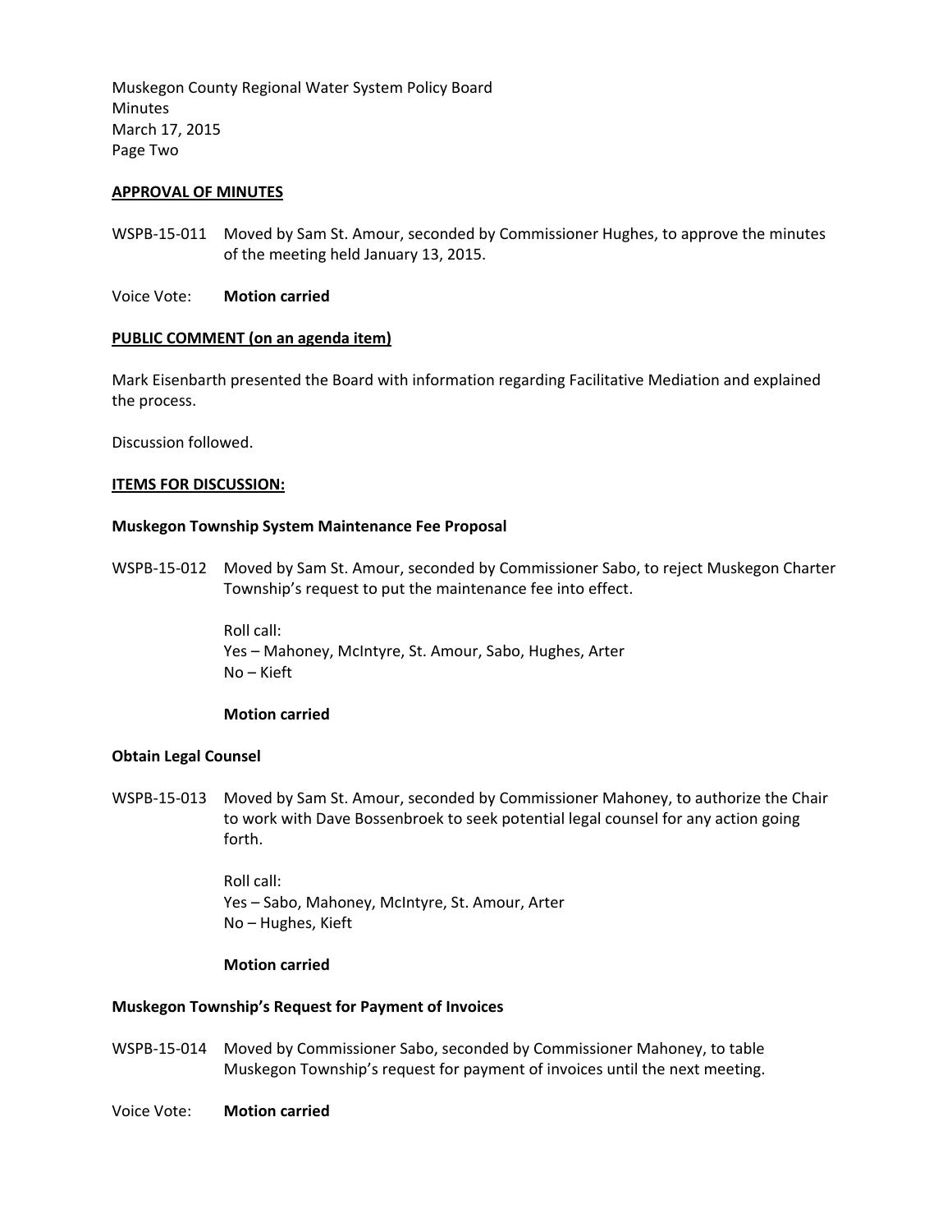**APPROVAL OF MINUTES**

WSPB-15-011 Moved by Sam St. Amour, seconded by Commissioner Hughes, to approve the minutes of the meeting held January 13, 2015.

Voice Vote: **Motion carried**

**PUBLIC COMMENT (on an agenda item)**

Mark Eisenbarth presented the Board with information regarding Facilitative Mediation and explained the process.

Discussion followed.

**ITEMS FOR DISCUSSION:**

**Muskegon Township System Maintenance Fee Proposal**

WSPB-15-012 Moved by Sam St. Amour, seconded by Commissioner Sabo, to reject Muskegon Charter Township's request to put the maintenance fee into effect.

Roll call:
Yes – Mahoney, McIntyre, St. Amour, Sabo, Hughes, Arter
No – Kieft

**Motion carried**

**Obtain Legal Counsel**

WSPB-15-013 Moved by Sam St. Amour, seconded by Commissioner Mahoney, to authorize the Chair to work with Dave Bossenbroek to seek potential legal counsel for any action going forth.

Roll call:
Yes – Sabo, Mahoney, McIntyre, St. Amour, Arter
No – Hughes, Kieft

**Motion carried**

**Muskegon Township's Request for Payment of Invoices**

WSPB-15-014 Moved by Commissioner Sabo, seconded by Commissioner Mahoney, to table Muskegon Township's request for payment of invoices until the next meeting.

Voice Vote: **Motion carried**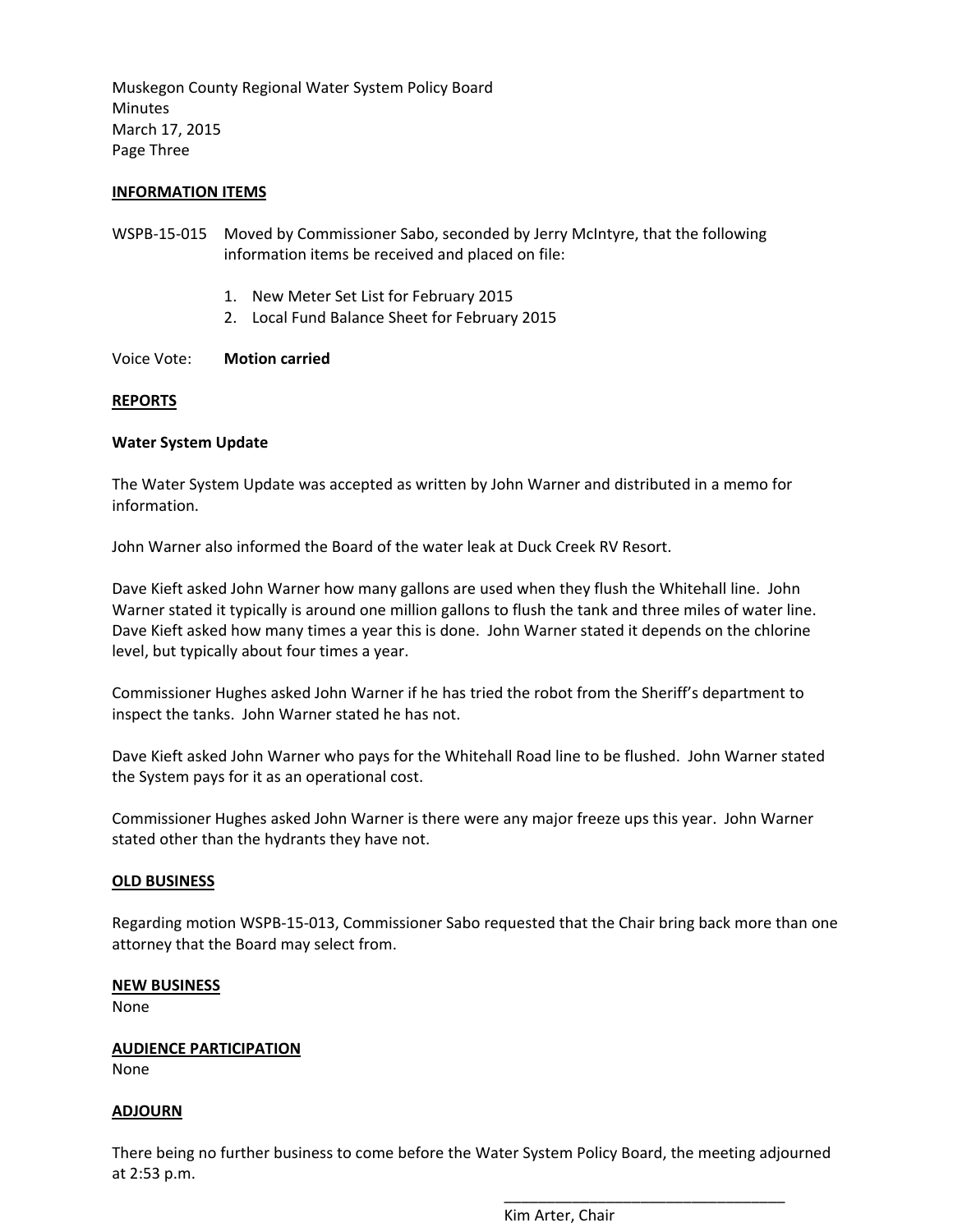Muskegon County Regional Water System Policy Board
Minutes
March 17, 2015
Page Three

**INFORMATION ITEMS**

WSPB-15-015 Moved by Commissioner Sabo, seconded by Jerry McIntyre, that the following information items be received and placed on file:

1. New Meter Set List for February 2015
2. Local Fund Balance Sheet for February 2015

Voice Vote: **Motion carried**

**REPORTS**

**Water System Update**

The Water System Update was accepted as written by John Warner and distributed in a memo for information.

John Warner also informed the Board of the water leak at Duck Creek RV Resort.

Dave Kieft asked John Warner how many gallons are used when they flush the Whitehall line. John Warner stated it typically is around one million gallons to flush the tank and three miles of water line. Dave Kieft asked how many times a year this is done. John Warner stated it depends on the chlorine level, but typically about four times a year.

Commissioner Hughes asked John Warner if he has tried the robot from the Sheriff's department to inspect the tanks. John Warner stated he has not.

Dave Kieft asked John Warner who pays for the Whitehall Road line to be flushed. John Warner stated the System pays for it as an operational cost.

Commissioner Hughes asked John Warner is there were any major freeze ups this year. John Warner stated other than the hydrants they have not.

**OLD BUSINESS**

Regarding motion WSPB-15-013, Commissioner Sabo requested that the Chair bring back more than one attorney that the Board may select from.

**NEW BUSINESS**
None

**AUDIENCE PARTICIPATION**
None

**ADJOURN**

There being no further business to come before the Water System Policy Board, the meeting adjourned at 2:53 p.m.

\_\_\_\_\_\_\_\_\_\_\_\_\_\_\_\_\_\_\_\_\_\_\_\_\_\_\_\_\_\_\_\_\_\_\_
Kim Arter, Chair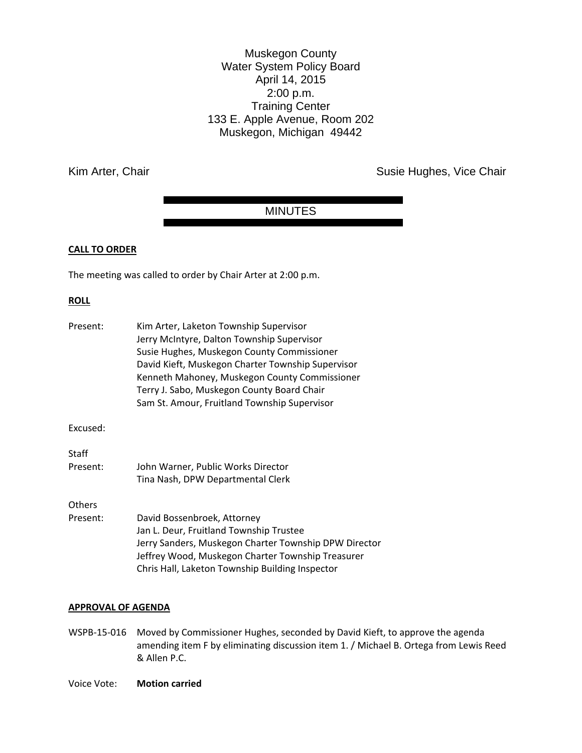Muskegon County
Water System Policy Board
April 14, 2015
2:00 p.m.
Training Center
133 E. Apple Avenue, Room 202
Muskegon, Michigan 49442

Kim Arter, Chair | Susie Hughes, Vice Chair

## MINUTES

**CALL TO ORDER**

The meeting was called to order by Chair Arter at 2:00 p.m.

**ROLL**

Present:
- Kim Arter, Laketon Township Supervisor
- Jerry McIntyre, Dalton Township Supervisor
- Susie Hughes, Muskegon County Commissioner
- David Kieft, Muskegon Charter Township Supervisor
- Kenneth Mahoney, Muskegon County Commissioner
- Terry J. Sabo, Muskegon County Board Chair
- Sam St. Amour, Fruitland Township Supervisor

Excused:

Staff Present:
- John Warner, Public Works Director
- Tina Nash, DPW Departmental Clerk

Others Present:
- David Bossenbroek, Attorney
- Jan L. Deur, Fruitland Township Trustee
- Jerry Sanders, Muskegon Charter Township DPW Director
- Jeffrey Wood, Muskegon Charter Township Treasurer
- Chris Hall, Laketon Township Building Inspector

**APPROVAL OF AGENDA**

WSPB-15-016 Moved by Commissioner Hughes, seconded by David Kieft, to approve the agenda amending item F by eliminating discussion item 1. / Michael B. Ortega from Lewis Reed & Allen P.C.

Voice Vote: **Motion carried**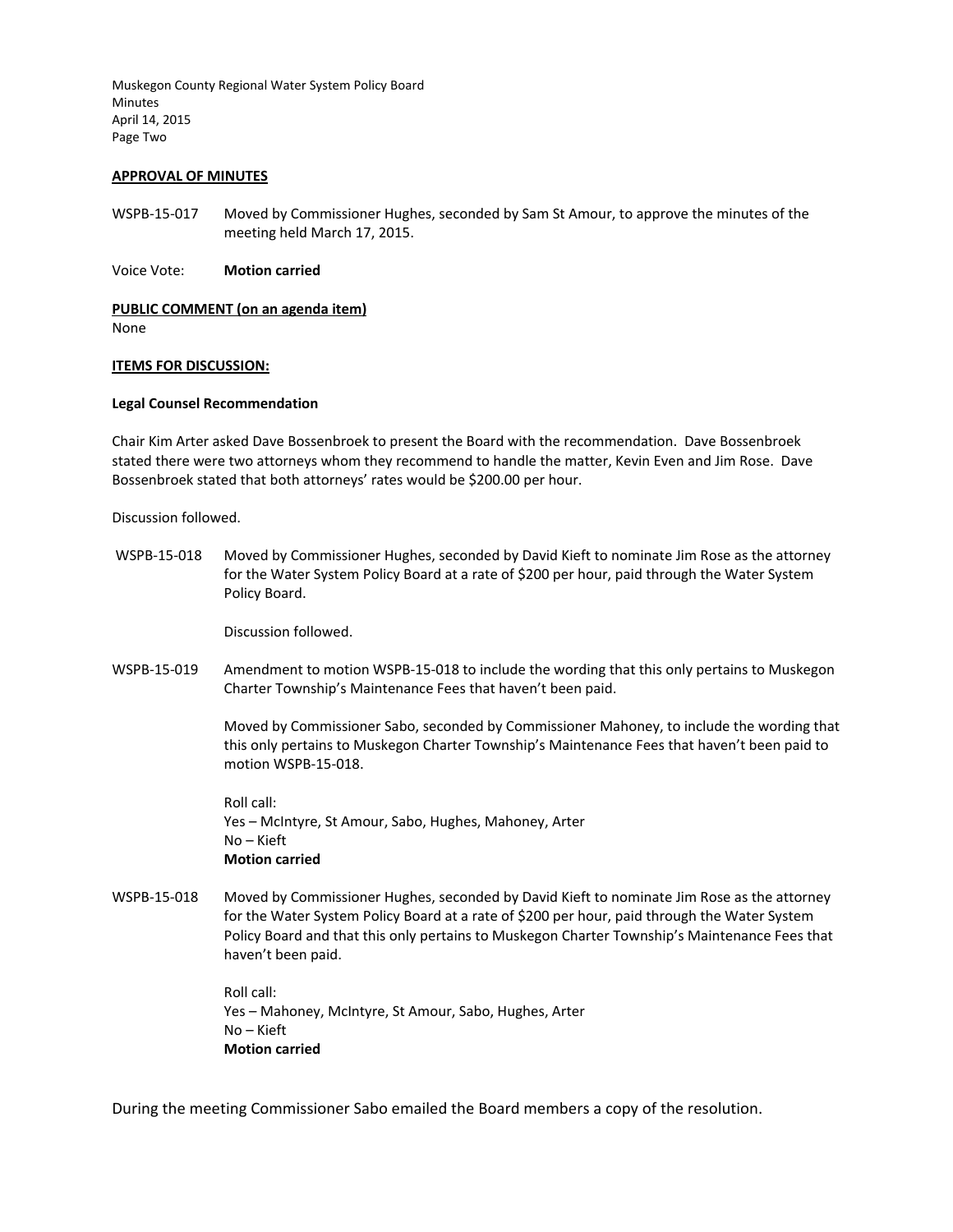**APPROVAL OF MINUTES**

WSPB-15-017 Moved by Commissioner Hughes, seconded by Sam St Amour, to approve the minutes of the meeting held March 17, 2015.

Voice Vote: **Motion carried**

**PUBLIC COMMENT (on an agenda item)**

None

**ITEMS FOR DISCUSSION:**

**Legal Counsel Recommendation**

Chair Kim Arter asked Dave Bossenbroek to present the Board with the recommendation. Dave Bossenbroek stated there were two attorneys whom they recommend to handle the matter, Kevin Even and Jim Rose. Dave Bossenbroek stated that both attorneys' rates would be $200.00 per hour.

Discussion followed.

WSPB-15-018 Moved by Commissioner Hughes, seconded by David Kieft to nominate Jim Rose as the attorney for the Water System Policy Board at a rate of $200 per hour, paid through the Water System Policy Board.

Discussion followed.

WSPB-15-019 Amendment to motion WSPB-15-018 to include the wording that this only pertains to Muskegon Charter Township's Maintenance Fees that haven't been paid.

Moved by Commissioner Sabo, seconded by Commissioner Mahoney, to include the wording that this only pertains to Muskegon Charter Township's Maintenance Fees that haven't been paid to motion WSPB-15-018.

Roll call:
Yes – McIntyre, St Amour, Sabo, Hughes, Mahoney, Arter
No – Kieft
**Motion carried**

WSPB-15-018 Moved by Commissioner Hughes, seconded by David Kieft to nominate Jim Rose as the attorney for the Water System Policy Board at a rate of $200 per hour, paid through the Water System Policy Board and that this only pertains to Muskegon Charter Township's Maintenance Fees that haven't been paid.

Roll call:
Yes – Mahoney, McIntyre, St Amour, Sabo, Hughes, Arter
No – Kieft
**Motion carried**

During the meeting Commissioner Sabo emailed the Board members a copy of the resolution.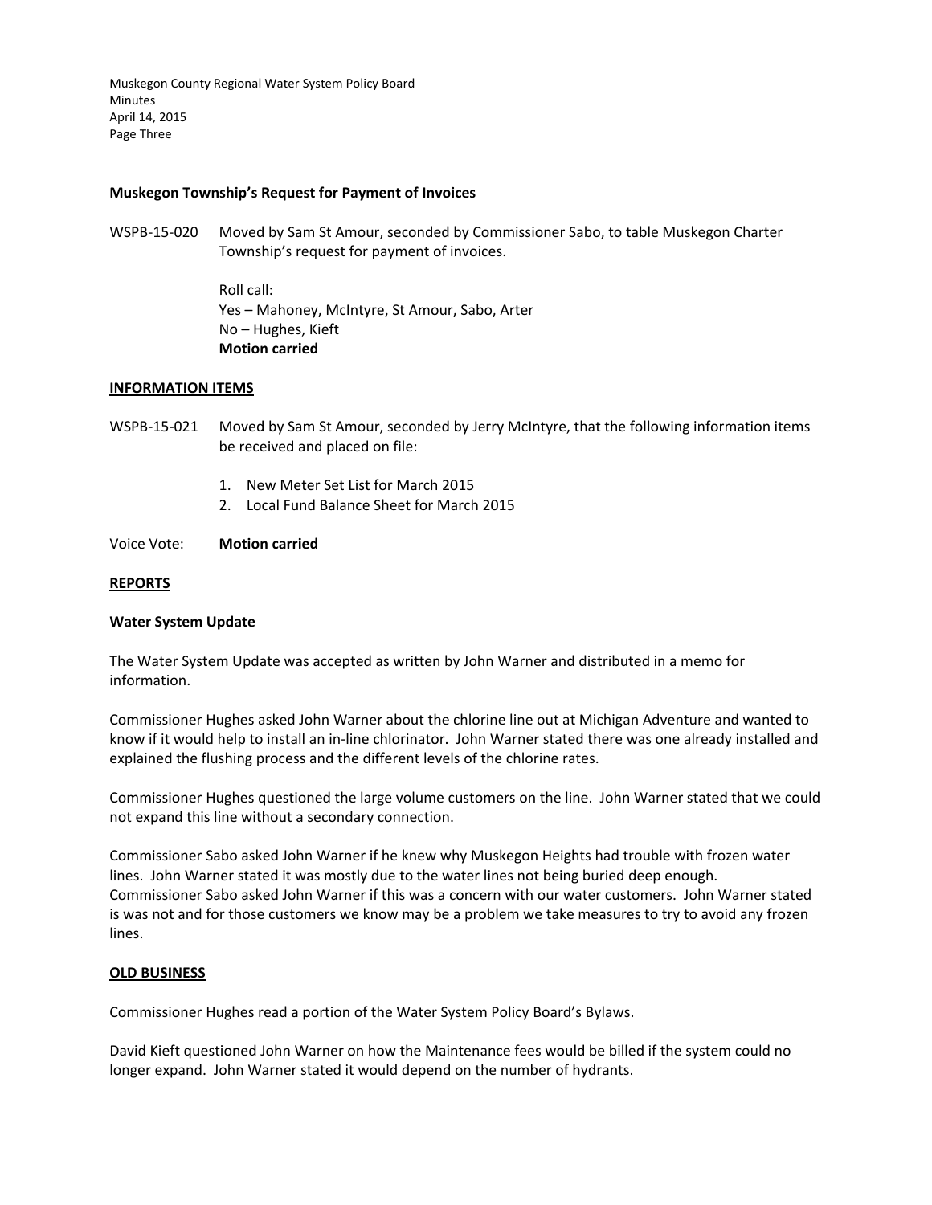**Muskegon Township's Request for Payment of Invoices**

WSPB-15-020 Moved by Sam St Amour, seconded by Commissioner Sabo, to table Muskegon Charter Township's request for payment of invoices.

Roll call:
Yes – Mahoney, McIntyre, St Amour, Sabo, Arter
No – Hughes, Kieft
**Motion carried**

**INFORMATION ITEMS**

WSPB-15-021 Moved by Sam St Amour, seconded by Jerry McIntyre, that the following information items be received and placed on file:

1. New Meter Set List for March 2015
2. Local Fund Balance Sheet for March 2015

Voice Vote: **Motion carried**

**REPORTS**

**Water System Update**

The Water System Update was accepted as written by John Warner and distributed in a memo for information.

Commissioner Hughes asked John Warner about the chlorine line out at Michigan Adventure and wanted to know if it would help to install an in-line chlorinator. John Warner stated there was one already installed and explained the flushing process and the different levels of the chlorine rates.

Commissioner Hughes questioned the large volume customers on the line. John Warner stated that we could not expand this line without a secondary connection.

Commissioner Sabo asked John Warner if he knew why Muskegon Heights had trouble with frozen water lines. John Warner stated it was mostly due to the water lines not being buried deep enough. Commissioner Sabo asked John Warner if this was a concern with our water customers. John Warner stated is was not and for those customers we know may be a problem we take measures to try to avoid any frozen lines.

**OLD BUSINESS**

Commissioner Hughes read a portion of the Water System Policy Board's Bylaws.

David Kieft questioned John Warner on how the Maintenance fees would be billed if the system could no longer expand. John Warner stated it would depend on the number of hydrants.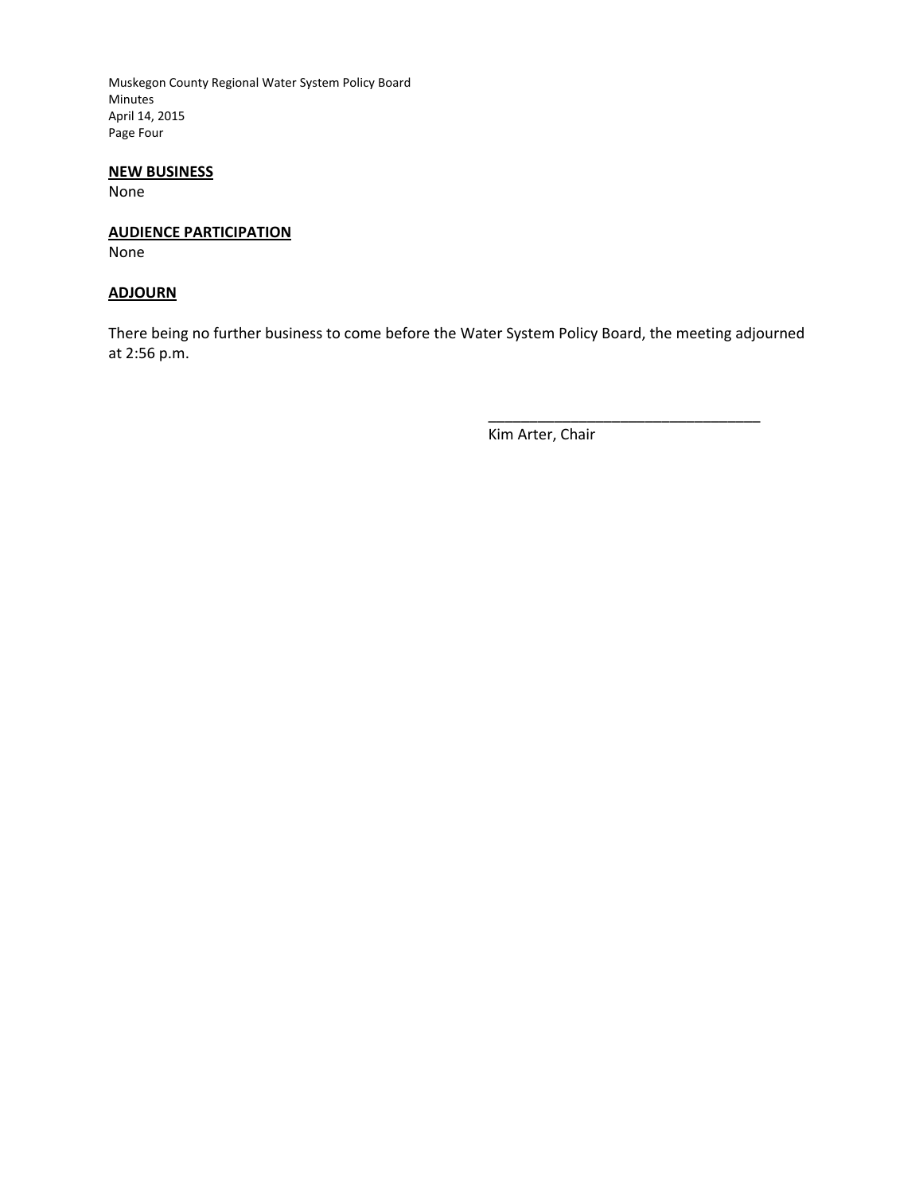**NEW BUSINESS**

None

**AUDIENCE PARTICIPATION**

None

**ADJOURN**

There being no further business to come before the Water System Policy Board, the meeting adjourned at 2:56 p.m.

_________________________________

Kim Arter, Chair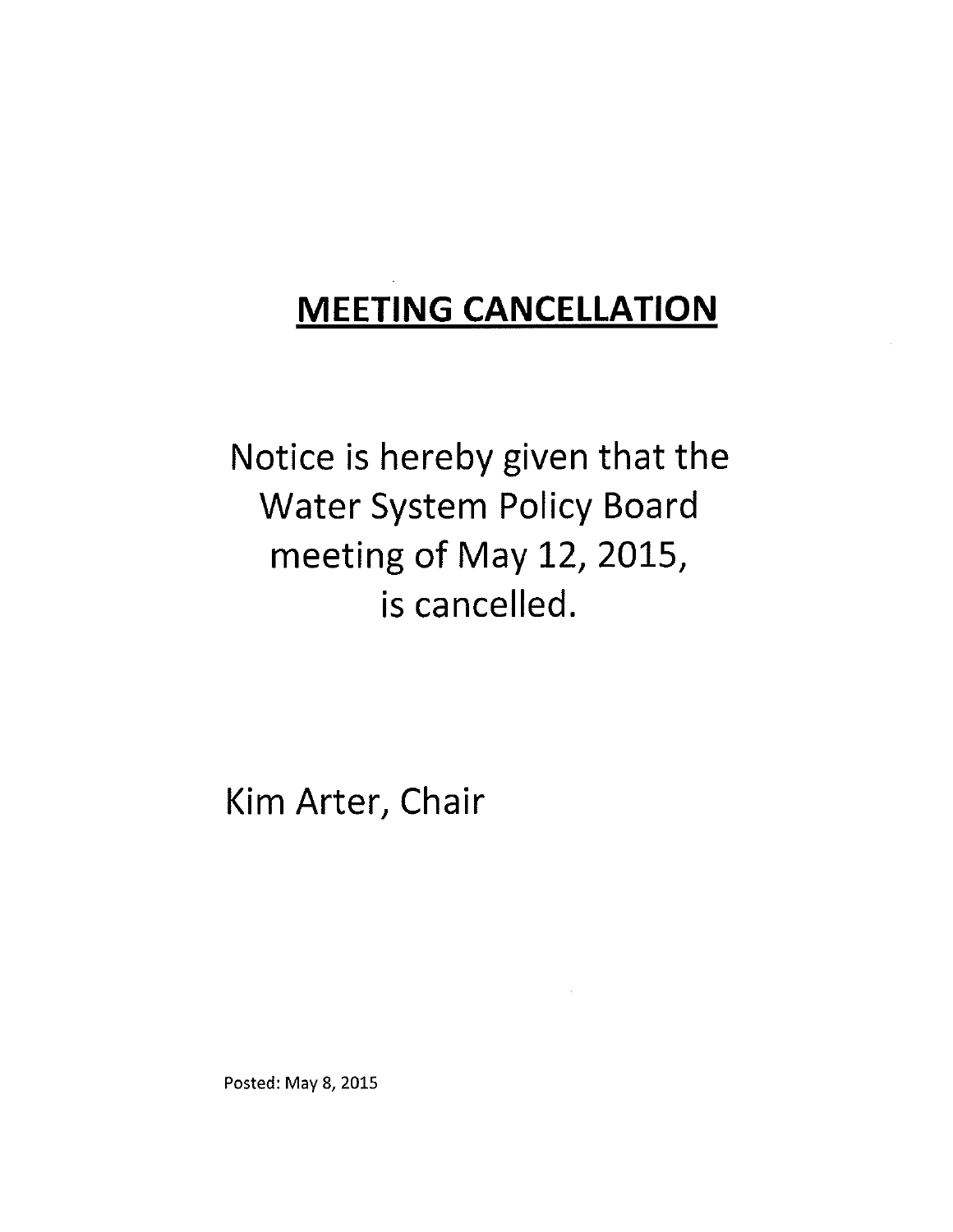# **MEETING CANCELLATION**

Notice is hereby given that the Water System Policy Board meeting of May 12, 2015, is cancelled.

Kim Arter, Chair

Posted: May 8, 2015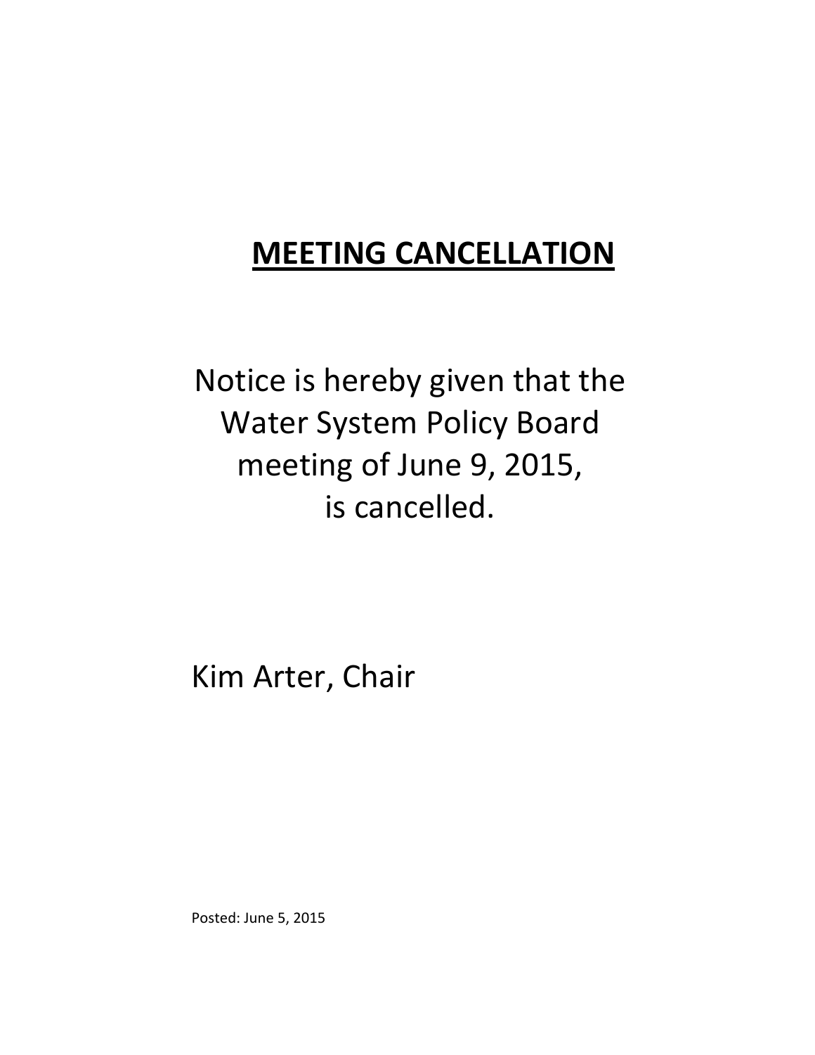# **MEETING CANCELLATION**

Notice is hereby given that the Water System Policy Board meeting of June 9, 2015, is cancelled.

Kim Arter, Chair

Posted: June 5, 2015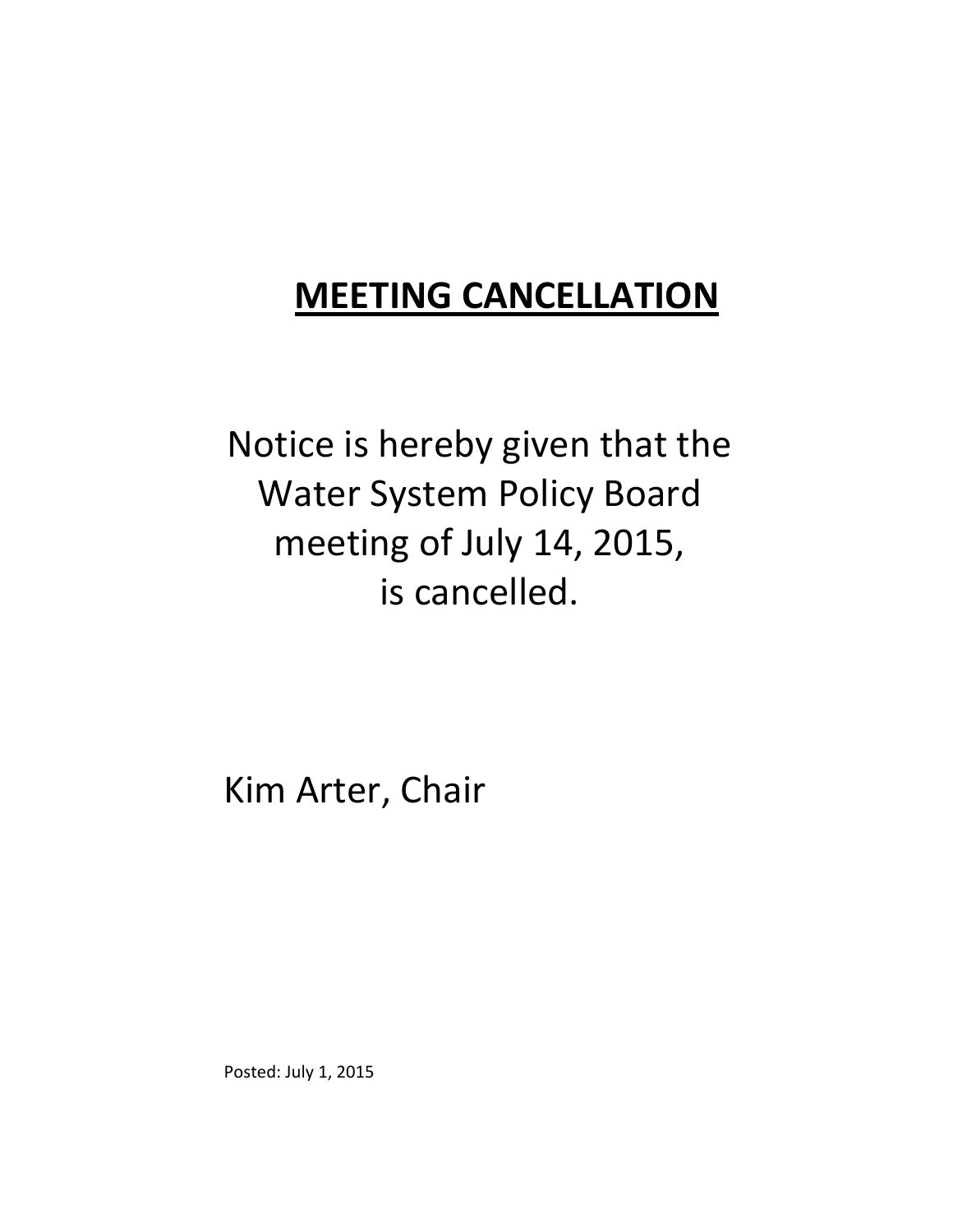# **MEETING CANCELLATION**

Notice is hereby given that the Water System Policy Board meeting of July 14, 2015, is cancelled.

Kim Arter, Chair

Posted: July 1, 2015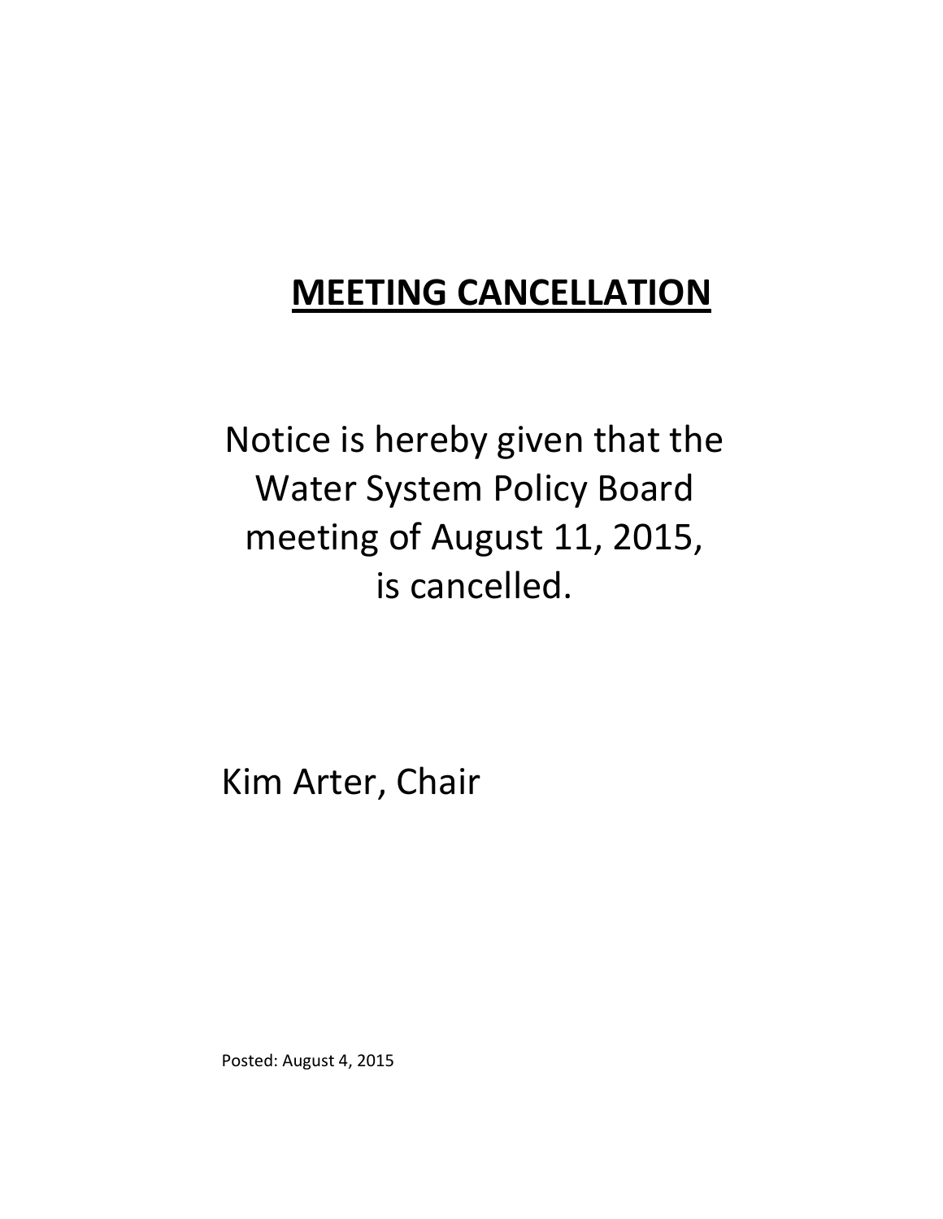# **MEETING CANCELLATION**

Notice is hereby given that the Water System Policy Board meeting of August 11, 2015, is cancelled.

Kim Arter, Chair

Posted: August 4, 2015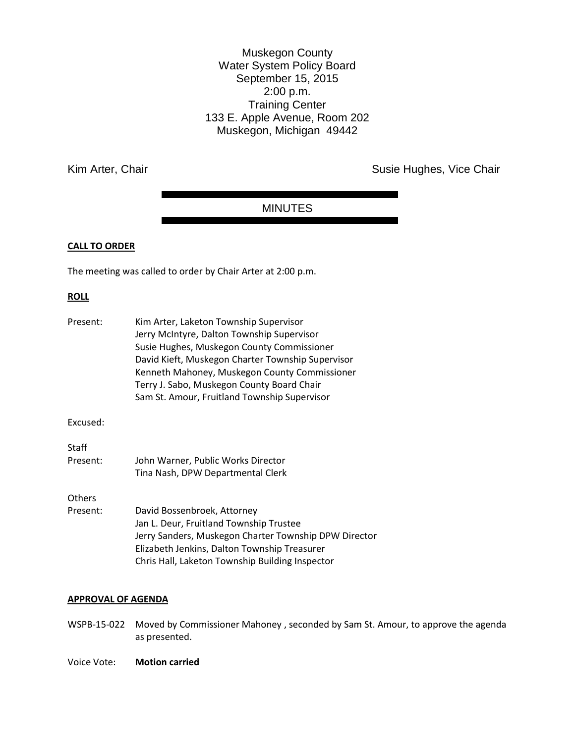Muskegon County
Water System Policy Board
September 15, 2015
2:00 p.m.
Training Center
133 E. Apple Avenue, Room 202
Muskegon, Michigan 49442

Kim Arter, Chair | Susie Hughes, Vice Chair

# MINUTES

**CALL TO ORDER**

The meeting was called to order by Chair Arter at 2:00 p.m.

**ROLL**

Present:
Kim Arter, Laketon Township Supervisor
Jerry McIntyre, Dalton Township Supervisor
Susie Hughes, Muskegon County Commissioner
David Kieft, Muskegon Charter Township Supervisor
Kenneth Mahoney, Muskegon County Commissioner
Terry J. Sabo, Muskegon County Board Chair
Sam St. Amour, Fruitland Township Supervisor

Excused:

Staff Present:
John Warner, Public Works Director
Tina Nash, DPW Departmental Clerk

Others Present:
David Bossenbroek, Attorney
Jan L. Deur, Fruitland Township Trustee
Jerry Sanders, Muskegon Charter Township DPW Director
Elizabeth Jenkins, Dalton Township Treasurer
Chris Hall, Laketon Township Building Inspector

**APPROVAL OF AGENDA**

WSPB-15-022 Moved by Commissioner Mahoney , seconded by Sam St. Amour, to approve the agenda as presented.

Voice Vote: **Motion carried**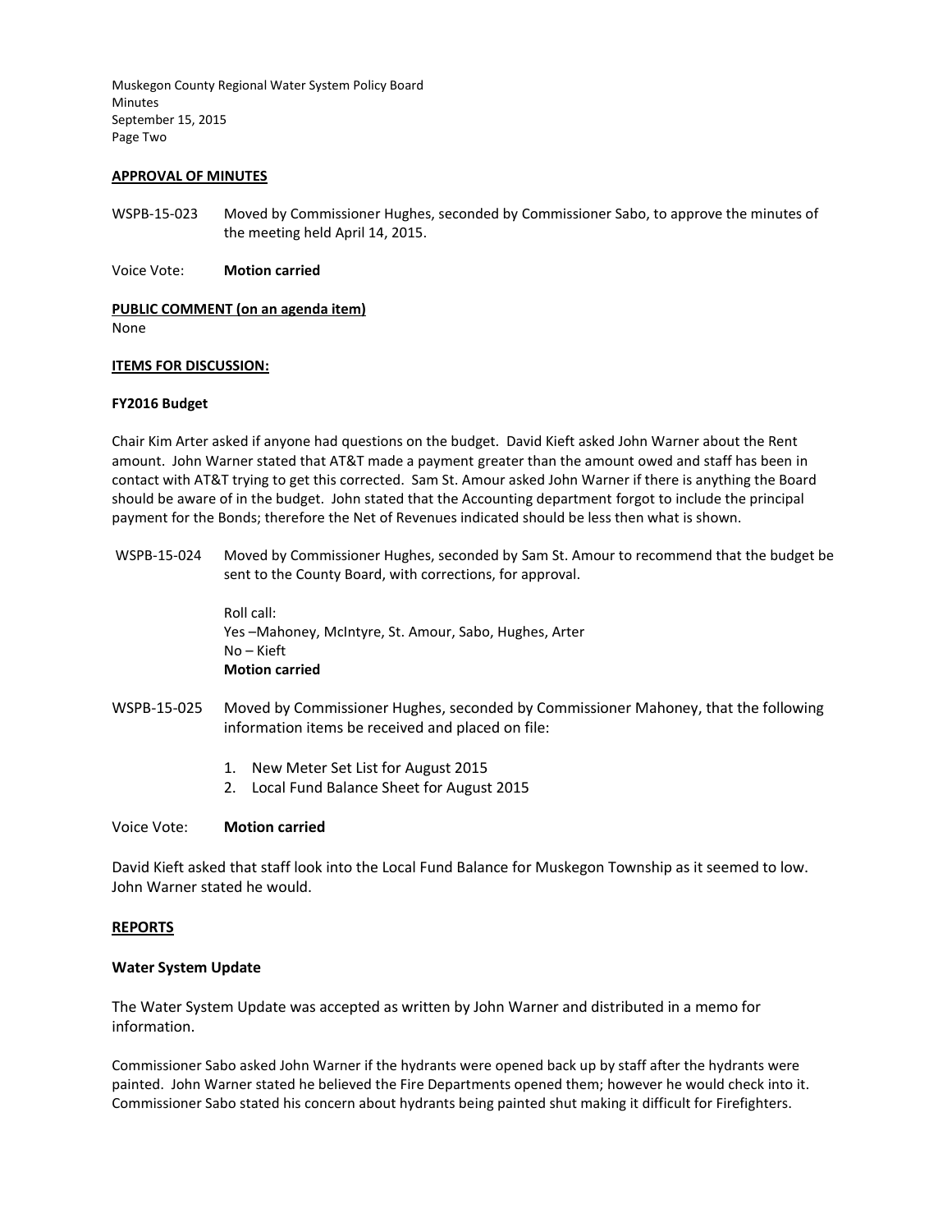**APPROVAL OF MINUTES**

WSPB-15-023 Moved by Commissioner Hughes, seconded by Commissioner Sabo, to approve the minutes of the meeting held April 14, 2015.

Voice Vote: **Motion carried**

**PUBLIC COMMENT (on an agenda item)**

None

**ITEMS FOR DISCUSSION:**

**FY2016 Budget**

Chair Kim Arter asked if anyone had questions on the budget. David Kieft asked John Warner about the Rent amount. John Warner stated that AT&T made a payment greater than the amount owed and staff has been in contact with AT&T trying to get this corrected. Sam St. Amour asked John Warner if there is anything the Board should be aware of in the budget. John stated that the Accounting department forgot to include the principal payment for the Bonds; therefore the Net of Revenues indicated should be less then what is shown.

WSPB-15-024 Moved by Commissioner Hughes, seconded by Sam St. Amour to recommend that the budget be sent to the County Board, with corrections, for approval.

Roll call:
Yes –Mahoney, McIntyre, St. Amour, Sabo, Hughes, Arter
No – Kieft
**Motion carried**

WSPB-15-025 Moved by Commissioner Hughes, seconded by Commissioner Mahoney, that the following information items be received and placed on file:

1. New Meter Set List for August 2015
2. Local Fund Balance Sheet for August 2015

Voice Vote: **Motion carried**

David Kieft asked that staff look into the Local Fund Balance for Muskegon Township as it seemed to low. John Warner stated he would.

**REPORTS**

**Water System Update**

The Water System Update was accepted as written by John Warner and distributed in a memo for information.

Commissioner Sabo asked John Warner if the hydrants were opened back up by staff after the hydrants were painted. John Warner stated he believed the Fire Departments opened them; however he would check into it. Commissioner Sabo stated his concern about hydrants being painted shut making it difficult for Firefighters.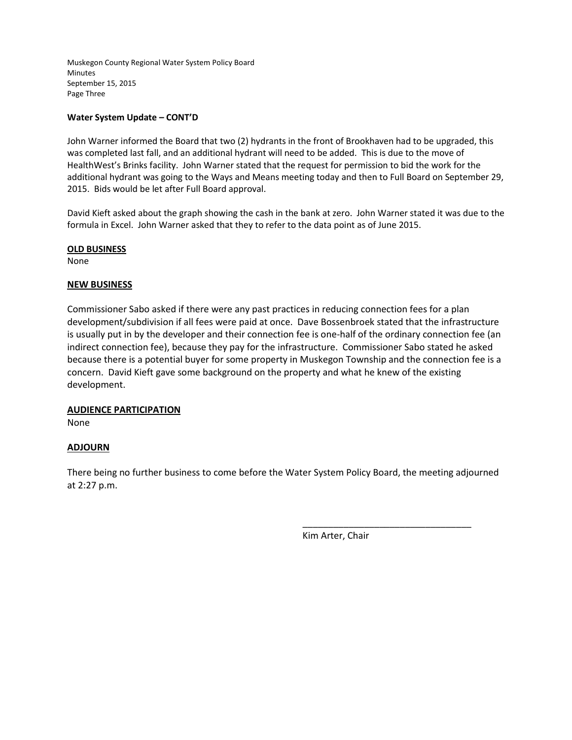**Water System Update – CONT'D**

John Warner informed the Board that two (2) hydrants in the front of Brookhaven had to be upgraded, this was completed last fall, and an additional hydrant will need to be added. This is due to the move of HealthWest's Brinks facility. John Warner stated that the request for permission to bid the work for the additional hydrant was going to the Ways and Means meeting today and then to Full Board on September 29, 2015. Bids would be let after Full Board approval.

David Kieft asked about the graph showing the cash in the bank at zero. John Warner stated it was due to the formula in Excel. John Warner asked that they to refer to the data point as of June 2015.

**OLD BUSINESS**

None

**NEW BUSINESS**

Commissioner Sabo asked if there were any past practices in reducing connection fees for a plan development/subdivision if all fees were paid at once. Dave Bossenbroek stated that the infrastructure is usually put in by the developer and their connection fee is one-half of the ordinary connection fee (an indirect connection fee), because they pay for the infrastructure. Commissioner Sabo stated he asked because there is a potential buyer for some property in Muskegon Township and the connection fee is a concern. David Kieft gave some background on the property and what he knew of the existing development.

**AUDIENCE PARTICIPATION**

None

**ADJOURN**

There being no further business to come before the Water System Policy Board, the meeting adjourned at 2:27 p.m.

\_\_\_\_\_\_\_\_\_\_\_\_\_\_\_\_\_\_\_\_\_\_\_\_\_\_\_\_\_\_\_\_\_\_

Kim Arter, Chair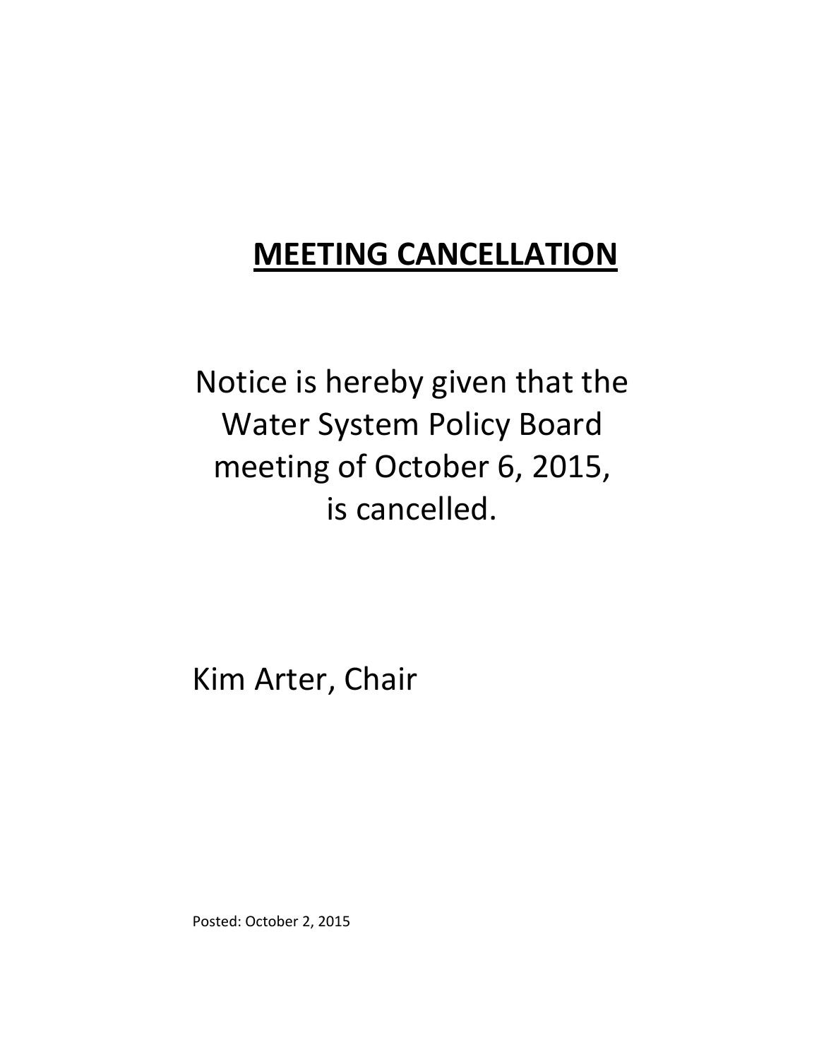# **MEETING CANCELLATION**

Notice is hereby given that the Water System Policy Board meeting of October 6, 2015, is cancelled.

Kim Arter, Chair

Posted: October 2, 2015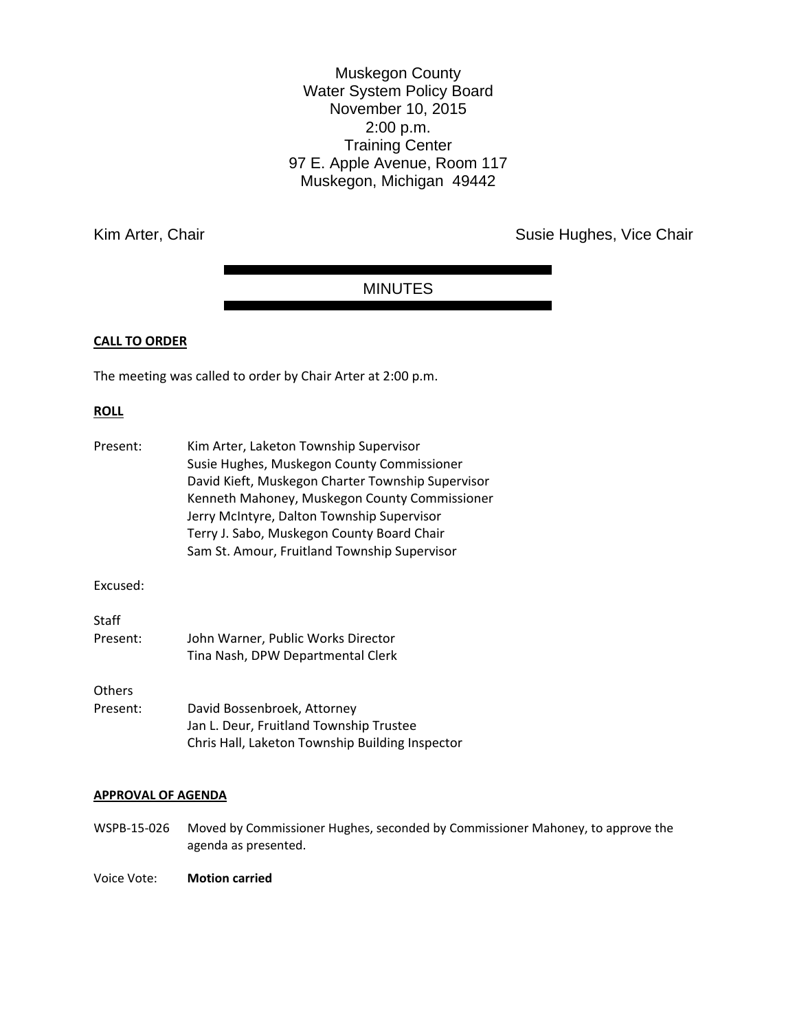Muskegon County
Water System Policy Board
November 10, 2015
2:00 p.m.
Training Center
97 E. Apple Avenue, Room 117
Muskegon, Michigan 49442

Kim Arter, Chair

Susie Hughes, Vice Chair

## MINUTES

**CALL TO ORDER**

The meeting was called to order by Chair Arter at 2:00 p.m.

**ROLL**

Present: Kim Arter, Laketon Township Supervisor
Susie Hughes, Muskegon County Commissioner
David Kieft, Muskegon Charter Township Supervisor
Kenneth Mahoney, Muskegon County Commissioner
Jerry McIntyre, Dalton Township Supervisor
Terry J. Sabo, Muskegon County Board Chair
Sam St. Amour, Fruitland Township Supervisor

Excused:

Staff Present: John Warner, Public Works Director
Tina Nash, DPW Departmental Clerk

Others Present: David Bossenbroek, Attorney
Jan L. Deur, Fruitland Township Trustee
Chris Hall, Laketon Township Building Inspector

**APPROVAL OF AGENDA**

WSPB-15-026 Moved by Commissioner Hughes, seconded by Commissioner Mahoney, to approve the agenda as presented.

Voice Vote: **Motion carried**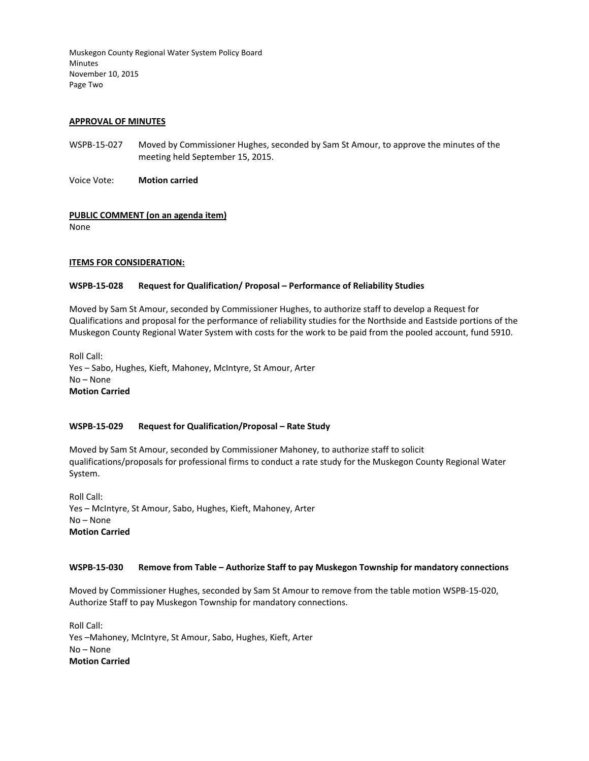**APPROVAL OF MINUTES**

WSPB-15-027 Moved by Commissioner Hughes, seconded by Sam St Amour, to approve the minutes of the meeting held September 15, 2015.

Voice Vote: **Motion carried**

**PUBLIC COMMENT (on an agenda item)**

None

**ITEMS FOR CONSIDERATION:**

**WSPB-15-028 Request for Qualification/ Proposal – Performance of Reliability Studies**

Moved by Sam St Amour, seconded by Commissioner Hughes, to authorize staff to develop a Request for Qualifications and proposal for the performance of reliability studies for the Northside and Eastside portions of the Muskegon County Regional Water System with costs for the work to be paid from the pooled account, fund 5910.

Roll Call:
Yes – Sabo, Hughes, Kieft, Mahoney, McIntyre, St Amour, Arter
No – None
**Motion Carried**

**WSPB-15-029 Request for Qualification/Proposal – Rate Study**

Moved by Sam St Amour, seconded by Commissioner Mahoney, to authorize staff to solicit qualifications/proposals for professional firms to conduct a rate study for the Muskegon County Regional Water System.

Roll Call:
Yes – McIntyre, St Amour, Sabo, Hughes, Kieft, Mahoney, Arter
No – None
**Motion Carried**

**WSPB-15-030 Remove from Table – Authorize Staff to pay Muskegon Township for mandatory connections**

Moved by Commissioner Hughes, seconded by Sam St Amour to remove from the table motion WSPB-15-020, Authorize Staff to pay Muskegon Township for mandatory connections.

Roll Call:
Yes –Mahoney, McIntyre, St Amour, Sabo, Hughes, Kieft, Arter
No – None
**Motion Carried**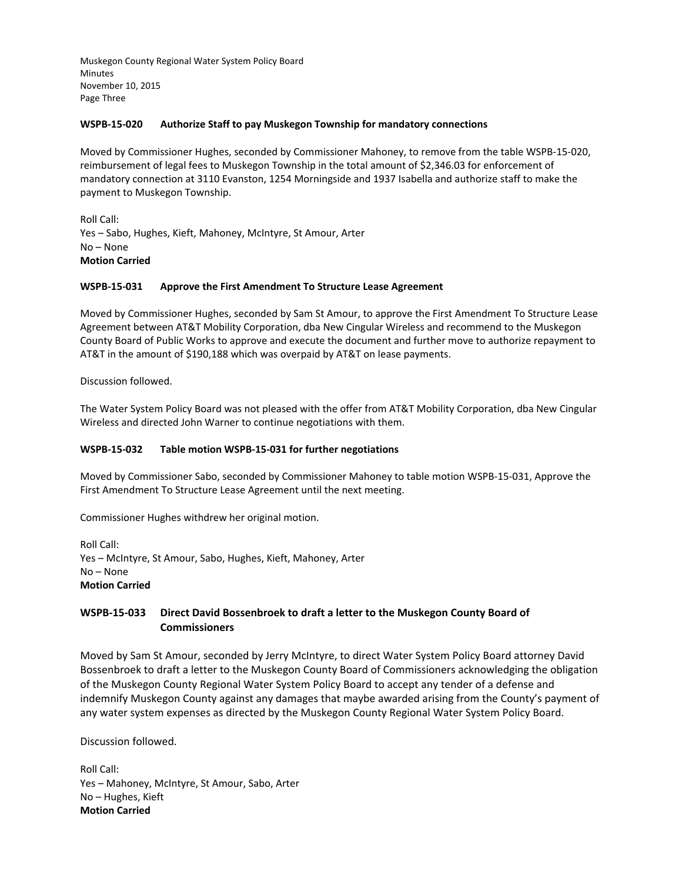**WSPB-15-020 Authorize Staff to pay Muskegon Township for mandatory connections**

Moved by Commissioner Hughes, seconded by Commissioner Mahoney, to remove from the table WSPB-15-020, reimbursement of legal fees to Muskegon Township in the total amount of $2,346.03 for enforcement of mandatory connection at 3110 Evanston, 1254 Morningside and 1937 Isabella and authorize staff to make the payment to Muskegon Township.

Roll Call:
Yes – Sabo, Hughes, Kieft, Mahoney, McIntyre, St Amour, Arter
No – None
**Motion Carried**

**WSPB-15-031 Approve the First Amendment To Structure Lease Agreement**

Moved by Commissioner Hughes, seconded by Sam St Amour, to approve the First Amendment To Structure Lease Agreement between AT&T Mobility Corporation, dba New Cingular Wireless and recommend to the Muskegon County Board of Public Works to approve and execute the document and further move to authorize repayment to AT&T in the amount of $190,188 which was overpaid by AT&T on lease payments.

Discussion followed.

The Water System Policy Board was not pleased with the offer from AT&T Mobility Corporation, dba New Cingular Wireless and directed John Warner to continue negotiations with them.

**WSPB-15-032 Table motion WSPB-15-031 for further negotiations**

Moved by Commissioner Sabo, seconded by Commissioner Mahoney to table motion WSPB-15-031, Approve the First Amendment To Structure Lease Agreement until the next meeting.

Commissioner Hughes withdrew her original motion.

Roll Call:
Yes – McIntyre, St Amour, Sabo, Hughes, Kieft, Mahoney, Arter
No – None
**Motion Carried**

**WSPB-15-033 Direct David Bossenbroek to draft a letter to the Muskegon County Board of Commissioners**

Moved by Sam St Amour, seconded by Jerry McIntyre, to direct Water System Policy Board attorney David Bossenbroek to draft a letter to the Muskegon County Board of Commissioners acknowledging the obligation of the Muskegon County Regional Water System Policy Board to accept any tender of a defense and indemnify Muskegon County against any damages that maybe awarded arising from the County's payment of any water system expenses as directed by the Muskegon County Regional Water System Policy Board.

Discussion followed.

Roll Call:
Yes – Mahoney, McIntyre, St Amour, Sabo, Arter
No – Hughes, Kieft
**Motion Carried**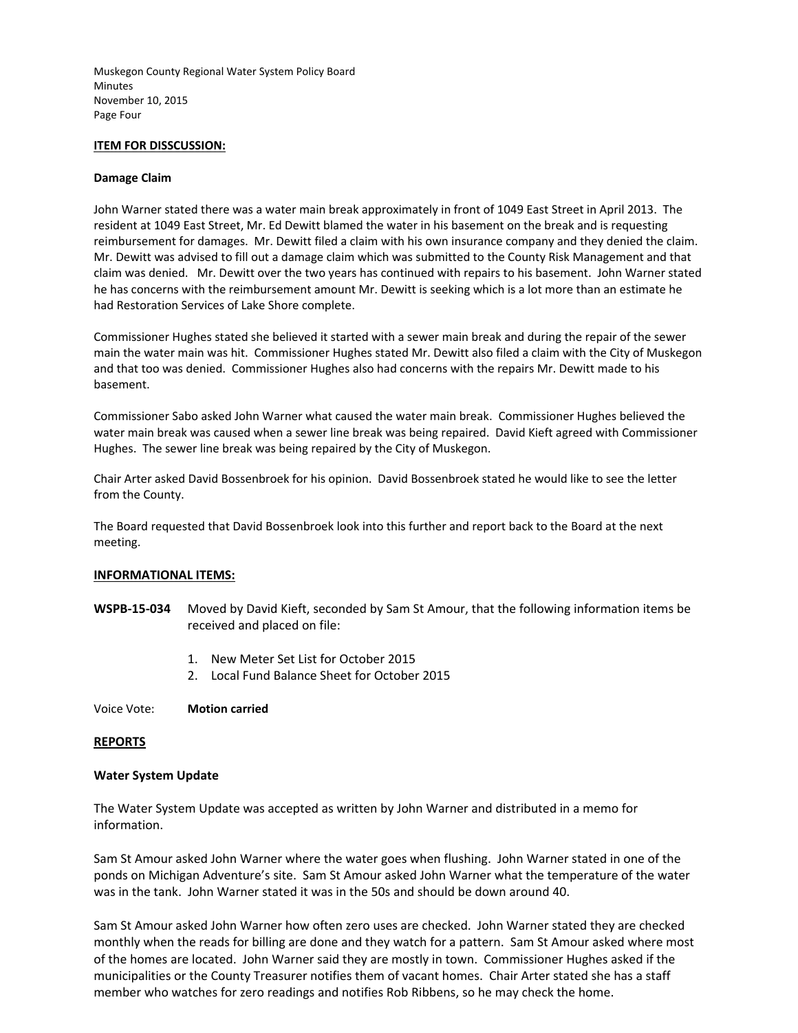**ITEM FOR DISSCUSSION:**

**Damage Claim**

John Warner stated there was a water main break approximately in front of 1049 East Street in April 2013. The resident at 1049 East Street, Mr. Ed Dewitt blamed the water in his basement on the break and is requesting reimbursement for damages. Mr. Dewitt filed a claim with his own insurance company and they denied the claim. Mr. Dewitt was advised to fill out a damage claim which was submitted to the County Risk Management and that claim was denied. Mr. Dewitt over the two years has continued with repairs to his basement. John Warner stated he has concerns with the reimbursement amount Mr. Dewitt is seeking which is a lot more than an estimate he had Restoration Services of Lake Shore complete.

Commissioner Hughes stated she believed it started with a sewer main break and during the repair of the sewer main the water main was hit. Commissioner Hughes stated Mr. Dewitt also filed a claim with the City of Muskegon and that too was denied. Commissioner Hughes also had concerns with the repairs Mr. Dewitt made to his basement.

Commissioner Sabo asked John Warner what caused the water main break. Commissioner Hughes believed the water main break was caused when a sewer line break was being repaired. David Kieft agreed with Commissioner Hughes. The sewer line break was being repaired by the City of Muskegon.

Chair Arter asked David Bossenbroek for his opinion. David Bossenbroek stated he would like to see the letter from the County.

The Board requested that David Bossenbroek look into this further and report back to the Board at the next meeting.

**INFORMATIONAL ITEMS:**

**WSPB-15-034** Moved by David Kieft, seconded by Sam St Amour, that the following information items be received and placed on file:

1. New Meter Set List for October 2015
2. Local Fund Balance Sheet for October 2015

Voice Vote: **Motion carried**

**REPORTS**

**Water System Update**

The Water System Update was accepted as written by John Warner and distributed in a memo for information.

Sam St Amour asked John Warner where the water goes when flushing. John Warner stated in one of the ponds on Michigan Adventure's site. Sam St Amour asked John Warner what the temperature of the water was in the tank. John Warner stated it was in the 50s and should be down around 40.

Sam St Amour asked John Warner how often zero uses are checked. John Warner stated they are checked monthly when the reads for billing are done and they watch for a pattern. Sam St Amour asked where most of the homes are located. John Warner said they are mostly in town. Commissioner Hughes asked if the municipalities or the County Treasurer notifies them of vacant homes. Chair Arter stated she has a staff member who watches for zero readings and notifies Rob Ribbens, so he may check the home.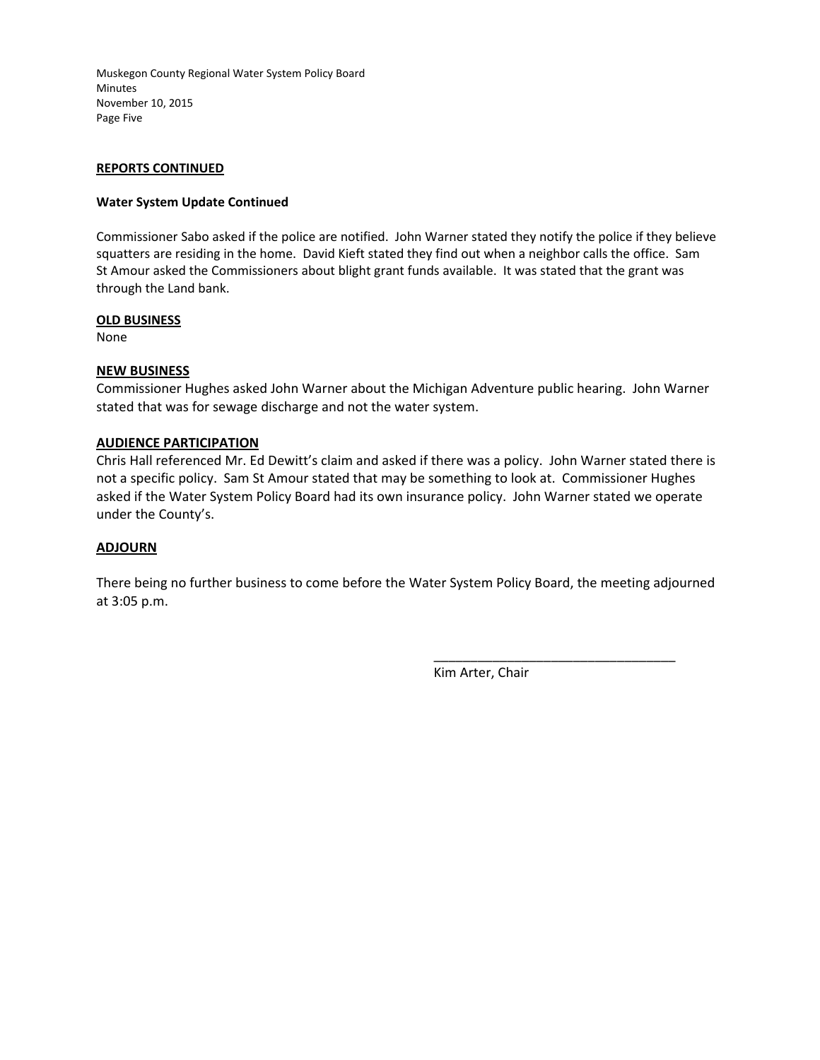## REPORTS CONTINUED

**Water System Update Continued**

Commissioner Sabo asked if the police are notified. John Warner stated they notify the police if they believe squatters are residing in the home. David Kieft stated they find out when a neighbor calls the office. Sam St Amour asked the Commissioners about blight grant funds available. It was stated that the grant was through the Land bank.

## OLD BUSINESS

None

## NEW BUSINESS

Commissioner Hughes asked John Warner about the Michigan Adventure public hearing. John Warner stated that was for sewage discharge and not the water system.

## AUDIENCE PARTICIPATION

Chris Hall referenced Mr. Ed Dewitt's claim and asked if there was a policy. John Warner stated there is not a specific policy. Sam St Amour stated that may be something to look at. Commissioner Hughes asked if the Water System Policy Board had its own insurance policy. John Warner stated we operate under the County's.

## ADJOURN

There being no further business to come before the Water System Policy Board, the meeting adjourned at 3:05 p.m.

\_\_\_\_\_\_\_\_\_\_\_\_\_\_\_\_\_\_\_\_\_\_\_\_\_\_\_\_\_\_\_\_\_\_

Kim Arter, Chair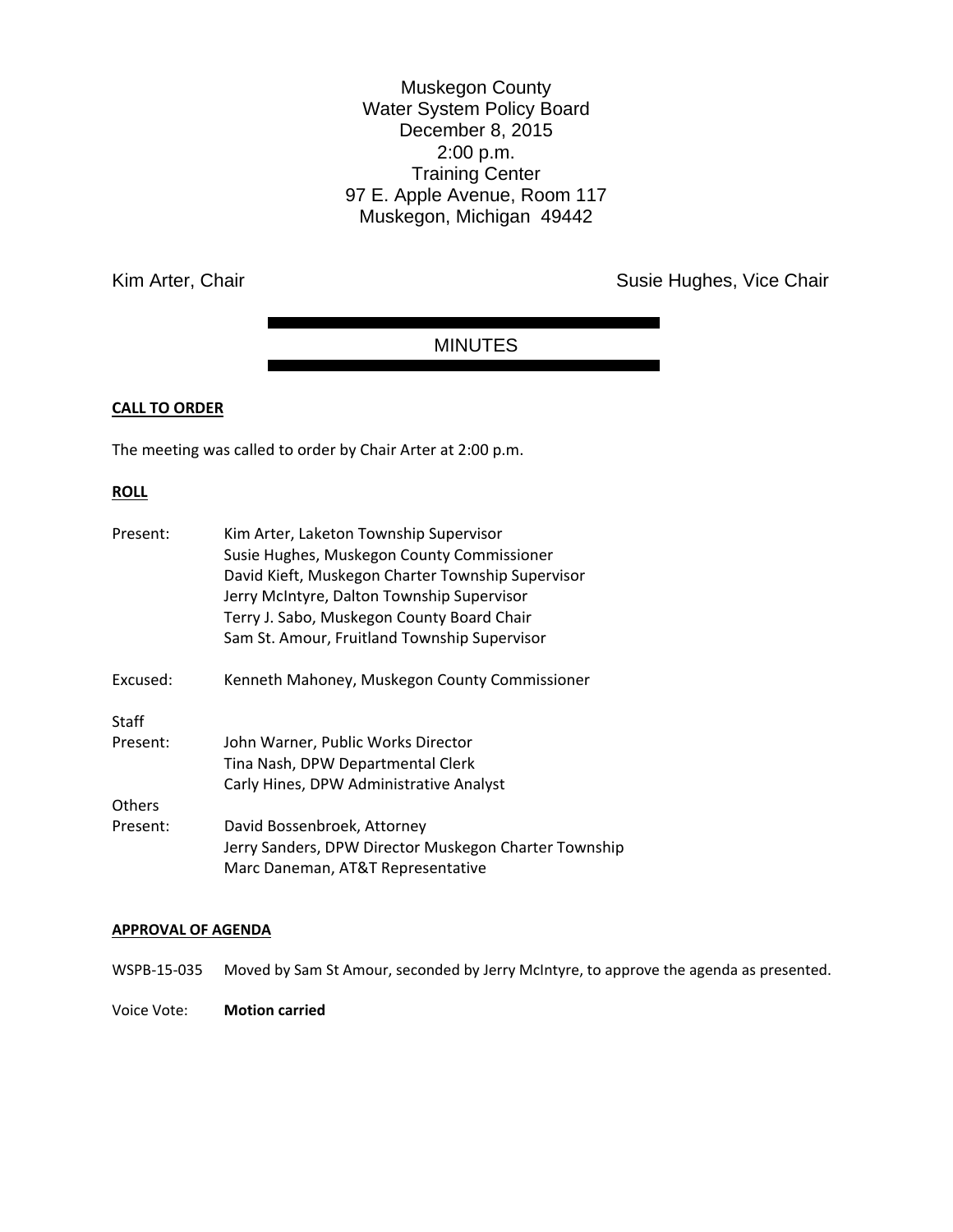Muskegon County
Water System Policy Board
December 8, 2015
2:00 p.m.
Training Center
97 E. Apple Avenue, Room 117
Muskegon, Michigan 49442

Kim Arter, Chair

Susie Hughes, Vice Chair

## MINUTES

**CALL TO ORDER**

The meeting was called to order by Chair Arter at 2:00 p.m.

**ROLL**

Present: Kim Arter, Laketon Township Supervisor
Susie Hughes, Muskegon County Commissioner
David Kieft, Muskegon Charter Township Supervisor
Jerry McIntyre, Dalton Township Supervisor
Terry J. Sabo, Muskegon County Board Chair
Sam St. Amour, Fruitland Township Supervisor

Excused: Kenneth Mahoney, Muskegon County Commissioner

Staff Present: John Warner, Public Works Director
Tina Nash, DPW Departmental Clerk
Carly Hines, DPW Administrative Analyst

Others Present: David Bossenbroek, Attorney
Jerry Sanders, DPW Director Muskegon Charter Township
Marc Daneman, AT&T Representative

**APPROVAL OF AGENDA**

WSPB-15-035 Moved by Sam St Amour, seconded by Jerry McIntyre, to approve the agenda as presented.

Voice Vote: **Motion carried**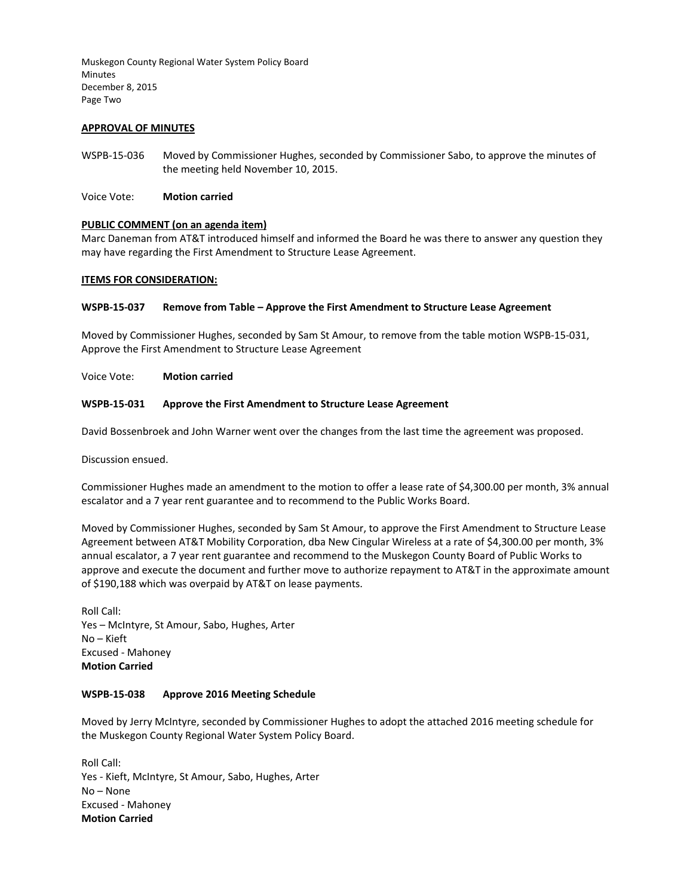Muskegon County Regional Water System Policy Board
Minutes
December 8, 2015
Page Two

**APPROVAL OF MINUTES**

WSPB-15-036 Moved by Commissioner Hughes, seconded by Commissioner Sabo, to approve the minutes of the meeting held November 10, 2015.

Voice Vote: **Motion carried**

**PUBLIC COMMENT (on an agenda item)**

Marc Daneman from AT&T introduced himself and informed the Board he was there to answer any question they may have regarding the First Amendment to Structure Lease Agreement.

**ITEMS FOR CONSIDERATION:**

**WSPB-15-037 Remove from Table – Approve the First Amendment to Structure Lease Agreement**

Moved by Commissioner Hughes, seconded by Sam St Amour, to remove from the table motion WSPB-15-031, Approve the First Amendment to Structure Lease Agreement

Voice Vote: **Motion carried**

**WSPB-15-031 Approve the First Amendment to Structure Lease Agreement**

David Bossenbroek and John Warner went over the changes from the last time the agreement was proposed.

Discussion ensued.

Commissioner Hughes made an amendment to the motion to offer a lease rate of $4,300.00 per month, 3% annual escalator and a 7 year rent guarantee and to recommend to the Public Works Board.

Moved by Commissioner Hughes, seconded by Sam St Amour, to approve the First Amendment to Structure Lease Agreement between AT&T Mobility Corporation, dba New Cingular Wireless at a rate of $4,300.00 per month, 3% annual escalator, a 7 year rent guarantee and recommend to the Muskegon County Board of Public Works to approve and execute the document and further move to authorize repayment to AT&T in the approximate amount of $190,188 which was overpaid by AT&T on lease payments.

Roll Call:
Yes – McIntyre, St Amour, Sabo, Hughes, Arter
No – Kieft
Excused - Mahoney
**Motion Carried**

**WSPB-15-038 Approve 2016 Meeting Schedule**

Moved by Jerry McIntyre, seconded by Commissioner Hughes to adopt the attached 2016 meeting schedule for the Muskegon County Regional Water System Policy Board.

Roll Call:
Yes - Kieft, McIntyre, St Amour, Sabo, Hughes, Arter
No – None
Excused - Mahoney
**Motion Carried**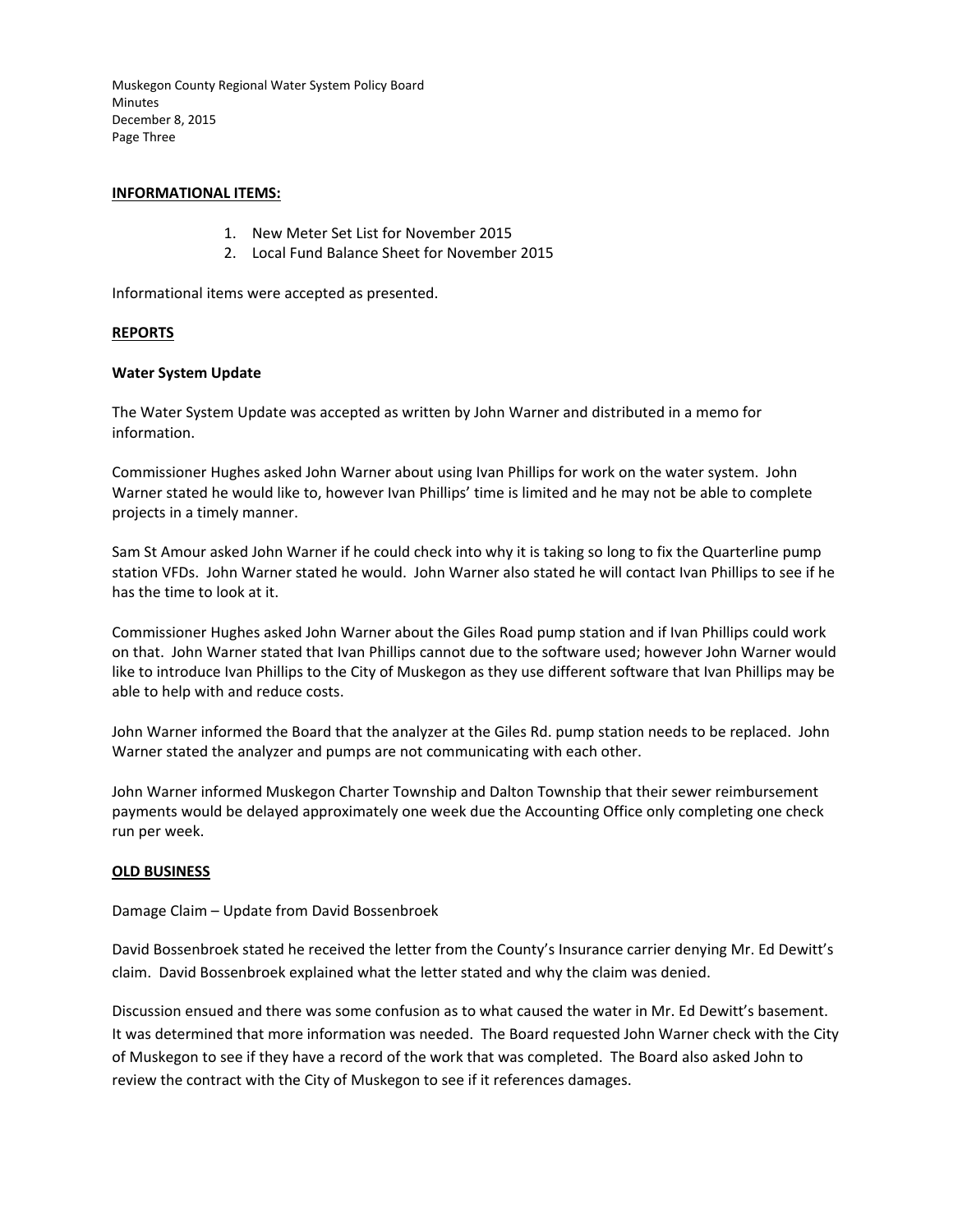**INFORMATIONAL ITEMS:**

1. New Meter Set List for November 2015
2. Local Fund Balance Sheet for November 2015

Informational items were accepted as presented.

**REPORTS**

**Water System Update**

The Water System Update was accepted as written by John Warner and distributed in a memo for information.

Commissioner Hughes asked John Warner about using Ivan Phillips for work on the water system. John Warner stated he would like to, however Ivan Phillips' time is limited and he may not be able to complete projects in a timely manner.

Sam St Amour asked John Warner if he could check into why it is taking so long to fix the Quarterline pump station VFDs. John Warner stated he would. John Warner also stated he will contact Ivan Phillips to see if he has the time to look at it.

Commissioner Hughes asked John Warner about the Giles Road pump station and if Ivan Phillips could work on that. John Warner stated that Ivan Phillips cannot due to the software used; however John Warner would like to introduce Ivan Phillips to the City of Muskegon as they use different software that Ivan Phillips may be able to help with and reduce costs.

John Warner informed the Board that the analyzer at the Giles Rd. pump station needs to be replaced. John Warner stated the analyzer and pumps are not communicating with each other.

John Warner informed Muskegon Charter Township and Dalton Township that their sewer reimbursement payments would be delayed approximately one week due the Accounting Office only completing one check run per week.

**OLD BUSINESS**

Damage Claim – Update from David Bossenbroek

David Bossenbroek stated he received the letter from the County's Insurance carrier denying Mr. Ed Dewitt's claim. David Bossenbroek explained what the letter stated and why the claim was denied.

Discussion ensued and there was some confusion as to what caused the water in Mr. Ed Dewitt's basement. It was determined that more information was needed. The Board requested John Warner check with the City of Muskegon to see if they have a record of the work that was completed. The Board also asked John to review the contract with the City of Muskegon to see if it references damages.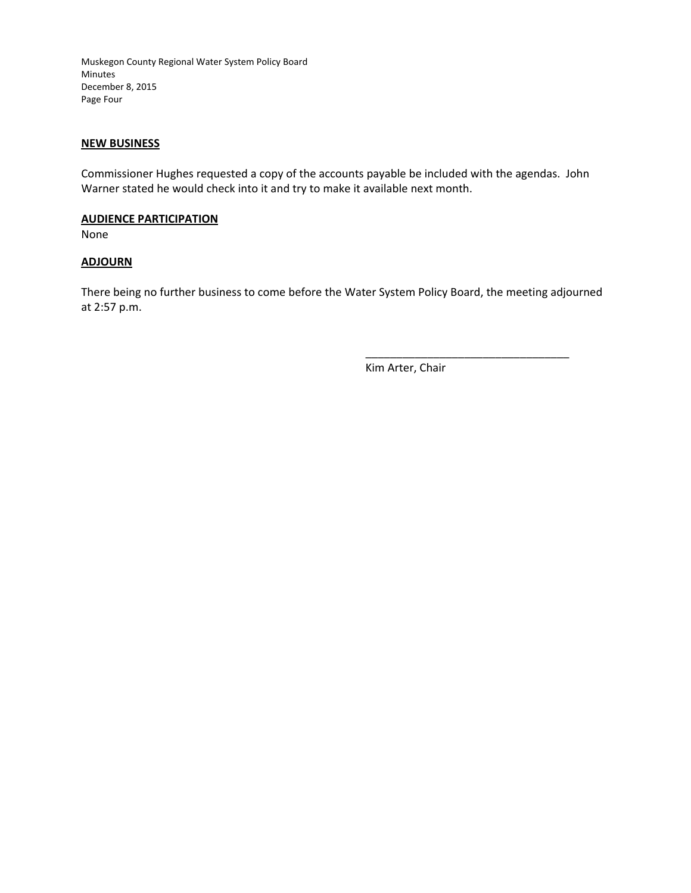**NEW BUSINESS**

Commissioner Hughes requested a copy of the accounts payable be included with the agendas. John Warner stated he would check into it and try to make it available next month.

**AUDIENCE PARTICIPATION**

None

**ADJOURN**

There being no further business to come before the Water System Policy Board, the meeting adjourned at 2:57 p.m.

\_\_\_\_\_\_\_\_\_\_\_\_\_\_\_\_\_\_\_\_\_\_\_\_\_\_\_\_\_\_\_\_\_\_

Kim Arter, Chair